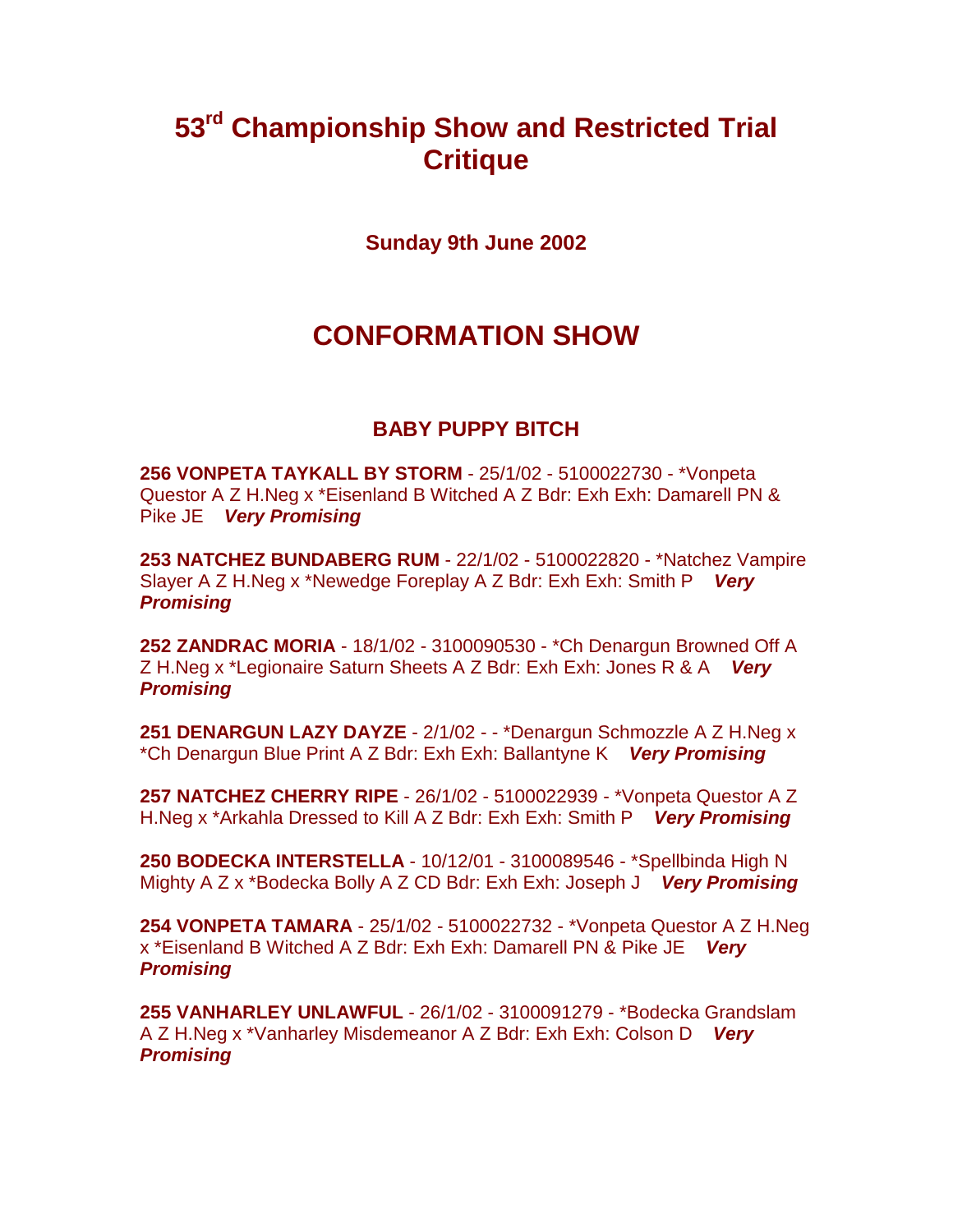# 53rd Championship Show and Restricted Trial Critique

**Sunday 9th June 2002**

## CONFORMATION SHOW

### BABY PUPPY BITCH

**256 VONPETA TAYKALL BY STORM** - 25/1/02 - 5100022730 - *Vonpeta Questor A Z H.Neg x *Eisenland B Witched A Z Bdr: Exh Exh: Damarell PN & Pike JE ***Very Promising***

**253 NATCHEZ BUNDABERG RUM** - 22/1/02 - 5100022820 - *Natchez Vampire Slayer A Z H.Neg x *Newedge Foreplay A Z Bdr: Exh Exh: Smith P ***Very Promising***

**252 ZANDRAC MORIA** - 18/1/02 - 3100090530 - *Ch Denargun Browned Off A Z H.Neg x *Legionaire Saturn Sheets A Z Bdr: Exh Exh: Jones R & A ***Very Promising***

**251 DENARGUN LAZY DAYZE** - 2/1/02 - - *Denargun Schmozzle A Z H.Neg x *Ch Denargun Blue Print A Z Bdr: Exh Exh: Ballantyne K ***Very Promising***

**257 NATCHEZ CHERRY RIPE** - 26/1/02 - 5100022939 - *Vonpeta Questor A Z H.Neg x *Arkahla Dressed to Kill A Z Bdr: Exh Exh: Smith P ***Very Promising***

**250 BODECKA INTERSTELLA** - 10/12/01 - 3100089546 - *Spellbinda High N Mighty A Z x *Bodecka Bolly A Z CD Bdr: Exh Exh: Joseph J ***Very Promising***

**254 VONPETA TAMARA** - 25/1/02 - 5100022732 - *Vonpeta Questor A Z H.Neg x *Eisenland B Witched A Z Bdr: Exh Exh: Damarell PN & Pike JE ***Very Promising***

**255 VANHARLEY UNLAWFUL** - 26/1/02 - 3100091279 - *Bodecka Grandslam A Z H.Neg x *Vanharley Misdemeanor A Z Bdr: Exh Exh: Colson D ***Very Promising***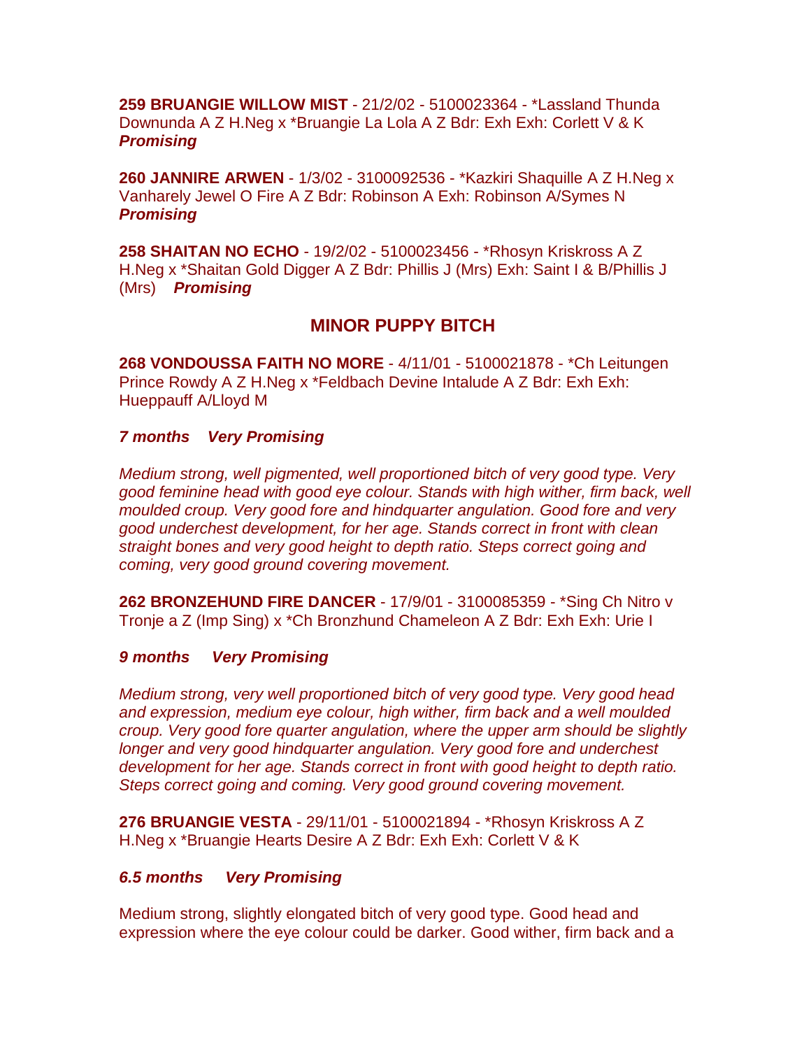**259 BRUANGIE WILLOW MIST** - 21/2/02 - 5100023364 - *Lassland Thunda Downunda A Z H.Neg x *Bruangie La Lola A Z Bdr: Exh Exh: Corlett V & K
***Promising***

**260 JANNIRE ARWEN** - 1/3/02 - 3100092536 - *Kazkiri Shaquille A Z H.Neg x Vanharely Jewel O Fire A Z Bdr: Robinson A Exh: Robinson A/Symes N
***Promising***

**258 SHAITAN NO ECHO** - 19/2/02 - 5100023456 - *Rhosyn Kriskross A Z H.Neg x *Shaitan Gold Digger A Z Bdr: Phillis J (Mrs) Exh: Saint I & B/Phillis J (Mrs) ***Promising***

## MINOR PUPPY BITCH

**268 VONDOUSSA FAITH NO MORE** - 4/11/01 - 5100021878 - *Ch Leitungen Prince Rowdy A Z H.Neg x *Feldbach Devine Intalude A Z Bdr: Exh Exh: Hueppauff A/Lloyd M

***7 months Very Promising***

*Medium strong, well pigmented, well proportioned bitch of very good type. Very good feminine head with good eye colour. Stands with high wither, firm back, well moulded croup. Very good fore and hindquarter angulation. Good fore and very good underchest development, for her age. Stands correct in front with clean straight bones and very good height to depth ratio. Steps correct going and coming, very good ground covering movement.*

**262 BRONZEHUND FIRE DANCER** - 17/9/01 - 3100085359 - *Sing Ch Nitro v Tronje a Z (Imp Sing) x *Ch Bronzhund Chameleon A Z Bdr: Exh Exh: Urie I

***9 months Very Promising***

*Medium strong, very well proportioned bitch of very good type. Very good head and expression, medium eye colour, high wither, firm back and a well moulded croup. Very good fore quarter angulation, where the upper arm should be slightly longer and very good hindquarter angulation. Very good fore and underchest development for her age. Stands correct in front with good height to depth ratio. Steps correct going and coming. Very good ground covering movement.*

**276 BRUANGIE VESTA** - 29/11/01 - 5100021894 - *Rhosyn Kriskross A Z H.Neg x *Bruangie Hearts Desire A Z Bdr: Exh Exh: Corlett V & K

***6.5 months Very Promising***

Medium strong, slightly elongated bitch of very good type. Good head and expression where the eye colour could be darker. Good wither, firm back and a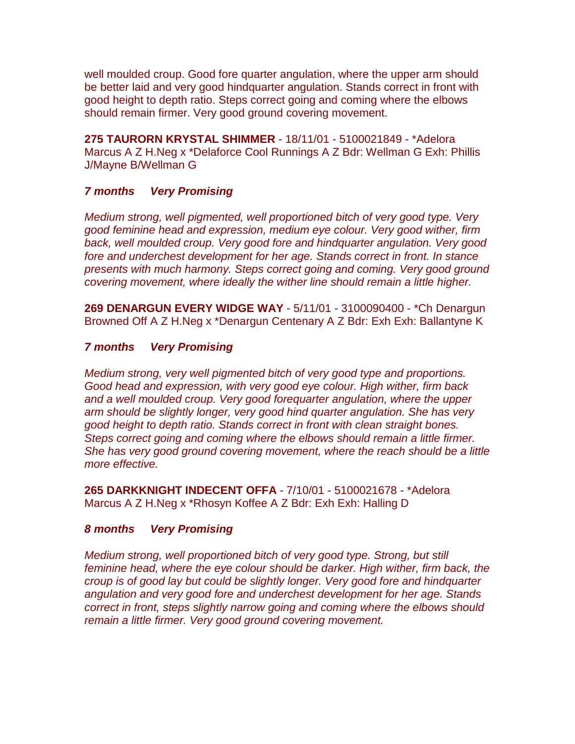well moulded croup. Good fore quarter angulation, where the upper arm should be better laid and very good hindquarter angulation. Stands correct in front with good height to depth ratio. Steps correct going and coming where the elbows should remain firmer. Very good ground covering movement.

**275 TAURORN KRYSTAL SHIMMER** - 18/11/01 - 5100021849 - *Adelora Marcus A Z H.Neg x *Delaforce Cool Runnings A Z Bdr: Wellman G Exh: Phillis J/Mayne B/Wellman G

***7 months Very Promising***

*Medium strong, well pigmented, well proportioned bitch of very good type. Very good feminine head and expression, medium eye colour. Very good wither, firm back, well moulded croup. Very good fore and hindquarter angulation. Very good fore and underchest development for her age. Stands correct in front. In stance presents with much harmony. Steps correct going and coming. Very good ground covering movement, where ideally the wither line should remain a little higher.*

**269 DENARGUN EVERY WIDGE WAY** - 5/11/01 - 3100090400 - *Ch Denargun Browned Off A Z H.Neg x *Denargun Centenary A Z Bdr: Exh Exh: Ballantyne K

***7 months Very Promising***

*Medium strong, very well pigmented bitch of very good type and proportions. Good head and expression, with very good eye colour. High wither, firm back and a well moulded croup. Very good forequarter angulation, where the upper arm should be slightly longer, very good hind quarter angulation. She has very good height to depth ratio. Stands correct in front with clean straight bones. Steps correct going and coming where the elbows should remain a little firmer. She has very good ground covering movement, where the reach should be a little more effective.*

**265 DARKKNIGHT INDECENT OFFA** - 7/10/01 - 5100021678 - *Adelora Marcus A Z H.Neg x *Rhosyn Koffee A Z Bdr: Exh Exh: Halling D

***8 months Very Promising***

*Medium strong, well proportioned bitch of very good type. Strong, but still feminine head, where the eye colour should be darker. High wither, firm back, the croup is of good lay but could be slightly longer. Very good fore and hindquarter angulation and very good fore and underchest development for her age. Stands correct in front, steps slightly narrow going and coming where the elbows should remain a little firmer. Very good ground covering movement.*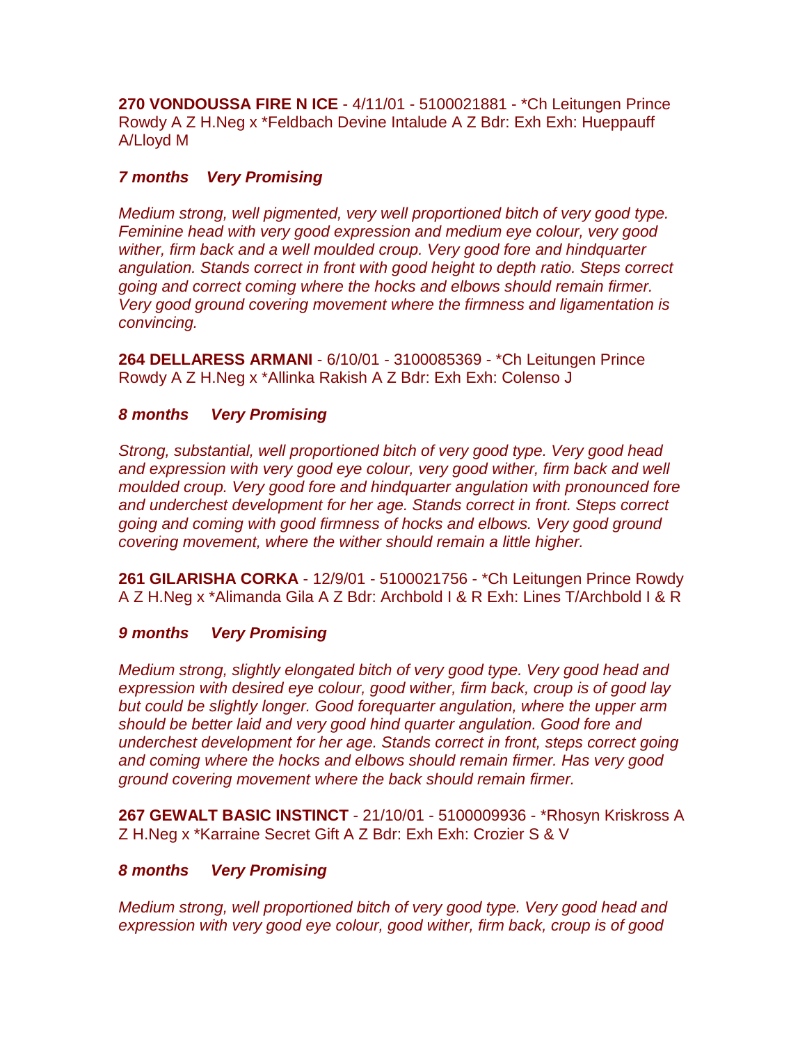**270 VONDOUSSA FIRE N ICE** - 4/11/01 - 5100021881 - *Ch Leitungen Prince Rowdy A Z H.Neg x *Feldbach Devine Intalude A Z Bdr: Exh Exh: Hueppauff A/Lloyd M

***7 months Very Promising***

*Medium strong, well pigmented, very well proportioned bitch of very good type. Feminine head with very good expression and medium eye colour, very good wither, firm back and a well moulded croup. Very good fore and hindquarter angulation. Stands correct in front with good height to depth ratio. Steps correct going and correct coming where the hocks and elbows should remain firmer. Very good ground covering movement where the firmness and ligamentation is convincing.*

**264 DELLARESS ARMANI** - 6/10/01 - 3100085369 - *Ch Leitungen Prince Rowdy A Z H.Neg x *Allinka Rakish A Z Bdr: Exh Exh: Colenso J

***8 months Very Promising***

*Strong, substantial, well proportioned bitch of very good type. Very good head and expression with very good eye colour, very good wither, firm back and well moulded croup. Very good fore and hindquarter angulation with pronounced fore and underchest development for her age. Stands correct in front. Steps correct going and coming with good firmness of hocks and elbows. Very good ground covering movement, where the wither should remain a little higher.*

**261 GILARISHA CORKA** - 12/9/01 - 5100021756 - *Ch Leitungen Prince Rowdy A Z H.Neg x *Alimanda Gila A Z Bdr: Archbold I & R Exh: Lines T/Archbold I & R

***9 months Very Promising***

*Medium strong, slightly elongated bitch of very good type. Very good head and expression with desired eye colour, good wither, firm back, croup is of good lay but could be slightly longer. Good forequarter angulation, where the upper arm should be better laid and very good hind quarter angulation. Good fore and underchest development for her age. Stands correct in front, steps correct going and coming where the hocks and elbows should remain firmer. Has very good ground covering movement where the back should remain firmer.*

**267 GEWALT BASIC INSTINCT** - 21/10/01 - 5100009936 - *Rhosyn Kriskross A Z H.Neg x *Karraine Secret Gift A Z Bdr: Exh Exh: Crozier S & V

***8 months Very Promising***

*Medium strong, well proportioned bitch of very good type. Very good head and expression with very good eye colour, good wither, firm back, croup is of good*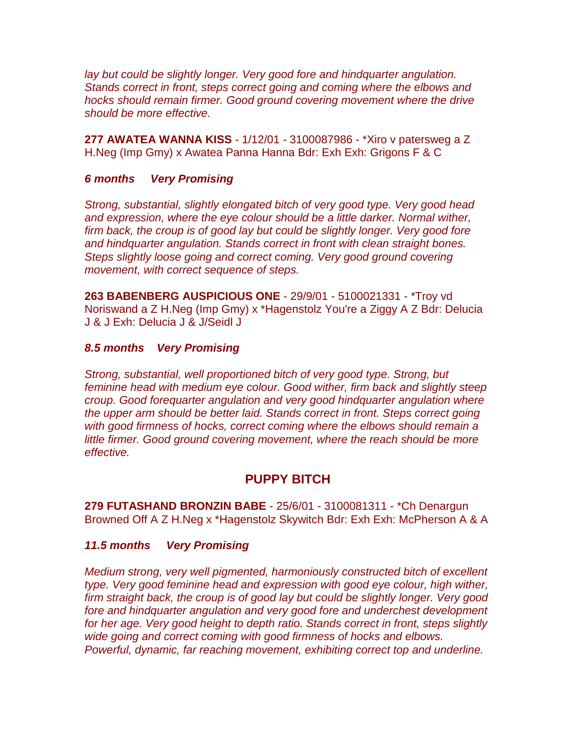*lay but could be slightly longer. Very good fore and hindquarter angulation. Stands correct in front, steps correct going and coming where the elbows and hocks should remain firmer. Good ground covering movement where the drive should be more effective.*

**277 AWATEA WANNA KISS** - 1/12/01 - 3100087986 - *Xiro v patersweg a Z H.Neg (Imp Gmy) x Awatea Panna Hanna Bdr: Exh Exh: Grigons F & C

***6 months Very Promising***

*Strong, substantial, slightly elongated bitch of very good type. Very good head and expression, where the eye colour should be a little darker. Normal wither, firm back, the croup is of good lay but could be slightly longer. Very good fore and hindquarter angulation. Stands correct in front with clean straight bones. Steps slightly loose going and correct coming. Very good ground covering movement, with correct sequence of steps.*

**263 BABENBERG AUSPICIOUS ONE** - 29/9/01 - 5100021331 - *Troy vd Noriswand a Z H.Neg (Imp Gmy) x *Hagenstolz You're a Ziggy A Z Bdr: Delucia J & J Exh: Delucia J & J/Seidl J

***8.5 months Very Promising***

*Strong, substantial, well proportioned bitch of very good type. Strong, but feminine head with medium eye colour. Good wither, firm back and slightly steep croup. Good forequarter angulation and very good hindquarter angulation where the upper arm should be better laid. Stands correct in front. Steps correct going with good firmness of hocks, correct coming where the elbows should remain a little firmer. Good ground covering movement, where the reach should be more effective.*

## PUPPY BITCH

**279 FUTASHAND BRONZIN BABE** - 25/6/01 - 3100081311 - *Ch Denargun Browned Off A Z H.Neg x *Hagenstolz Skywitch Bdr: Exh Exh: McPherson A & A

***11.5 months Very Promising***

*Medium strong, very well pigmented, harmoniously constructed bitch of excellent type. Very good feminine head and expression with good eye colour, high wither, firm straight back, the croup is of good lay but could be slightly longer. Very good fore and hindquarter angulation and very good fore and underchest development for her age. Very good height to depth ratio. Stands correct in front, steps slightly wide going and correct coming with good firmness of hocks and elbows. Powerful, dynamic, far reaching movement, exhibiting correct top and underline.*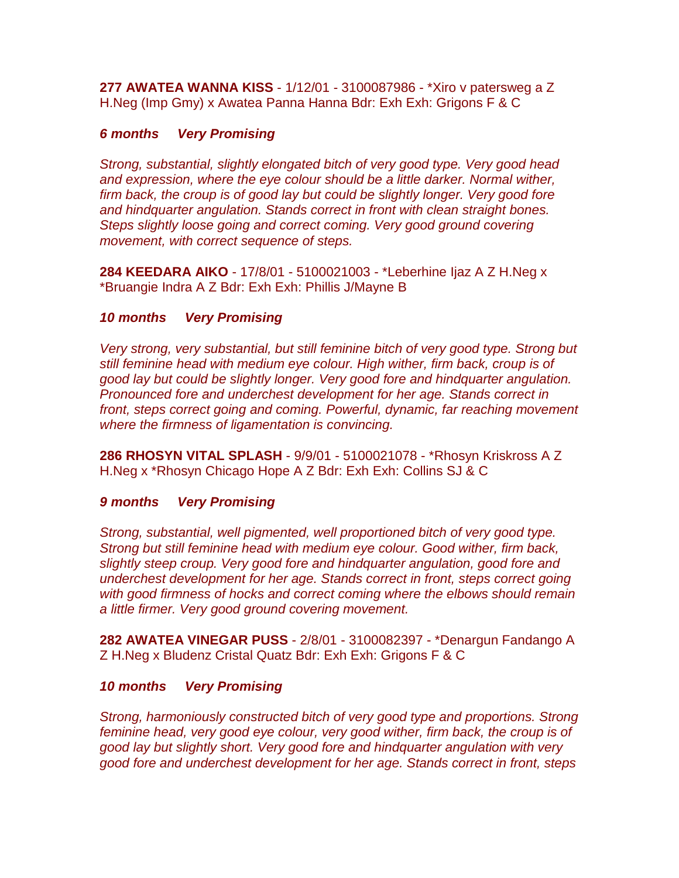**277 AWATEA WANNA KISS** - 1/12/01 - 3100087986 - *Xiro v patersweg a Z H.Neg (Imp Gmy) x Awatea Panna Hanna Bdr: Exh Exh: Grigons F & C

***6 months     Very Promising***

*Strong, substantial, slightly elongated bitch of very good type. Very good head and expression, where the eye colour should be a little darker. Normal wither, firm back, the croup is of good lay but could be slightly longer. Very good fore and hindquarter angulation. Stands correct in front with clean straight bones. Steps slightly loose going and correct coming. Very good ground covering movement, with correct sequence of steps.*

**284 KEEDARA AIKO** - 17/8/01 - 5100021003 - *Leberhine Ijaz A Z H.Neg x *Bruangie Indra A Z Bdr: Exh Exh: Phillis J/Mayne B

***10 months     Very Promising***

*Very strong, very substantial, but still feminine bitch of very good type. Strong but still feminine head with medium eye colour. High wither, firm back, croup is of good lay but could be slightly longer. Very good fore and hindquarter angulation. Pronounced fore and underchest development for her age. Stands correct in front, steps correct going and coming. Powerful, dynamic, far reaching movement where the firmness of ligamentation is convincing.*

**286 RHOSYN VITAL SPLASH** - 9/9/01 - 5100021078 - *Rhosyn Kriskross A Z H.Neg x *Rhosyn Chicago Hope A Z Bdr: Exh Exh: Collins SJ & C

***9 months     Very Promising***

*Strong, substantial, well pigmented, well proportioned bitch of very good type. Strong but still feminine head with medium eye colour. Good wither, firm back, slightly steep croup. Very good fore and hindquarter angulation, good fore and underchest development for her age. Stands correct in front, steps correct going with good firmness of hocks and correct coming where the elbows should remain a little firmer. Very good ground covering movement.*

**282 AWATEA VINEGAR PUSS** - 2/8/01 - 3100082397 - *Denargun Fandango A Z H.Neg x Bludenz Cristal Quatz Bdr: Exh Exh: Grigons F & C

***10 months     Very Promising***

*Strong, harmoniously constructed bitch of very good type and proportions. Strong feminine head, very good eye colour, very good wither, firm back, the croup is of good lay but slightly short. Very good fore and hindquarter angulation with very good fore and underchest development for her age. Stands correct in front, steps*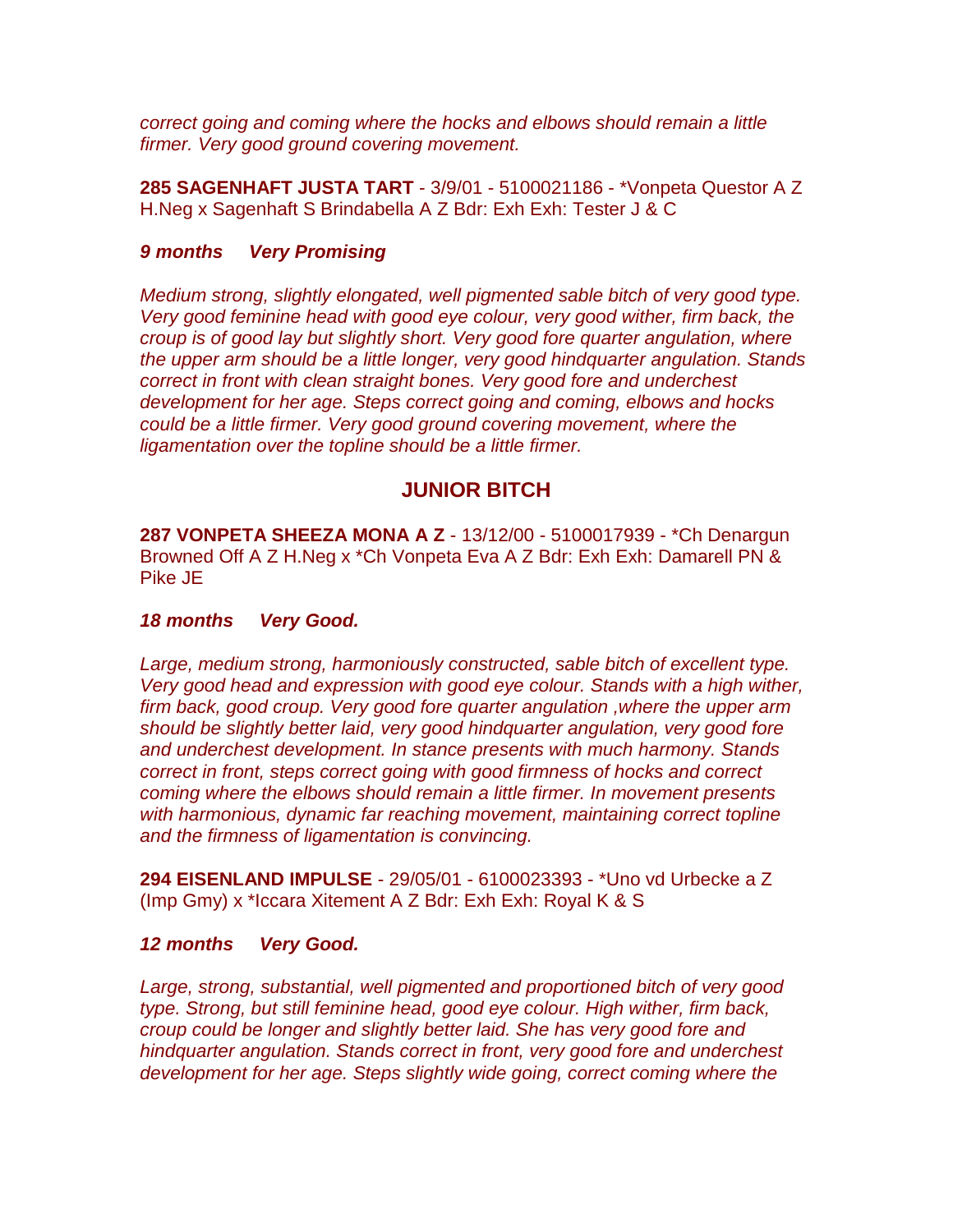*correct going and coming where the hocks and elbows should remain a little firmer. Very good ground covering movement.*

**285 SAGENHAFT JUSTA TART** - 3/9/01 - 5100021186 - *Vonpeta Questor A Z H.Neg x Sagenhaft S Brindabella A Z Bdr: Exh Exh: Tester J & C

***9 months Very Promising***

*Medium strong, slightly elongated, well pigmented sable bitch of very good type. Very good feminine head with good eye colour, very good wither, firm back, the croup is of good lay but slightly short. Very good fore quarter angulation, where the upper arm should be a little longer, very good hindquarter angulation. Stands correct in front with clean straight bones. Very good fore and underchest development for her age. Steps correct going and coming, elbows and hocks could be a little firmer. Very good ground covering movement, where the ligamentation over the topline should be a little firmer.*

## JUNIOR BITCH

**287 VONPETA SHEEZA MONA A Z** - 13/12/00 - 5100017939 - *Ch Denargun Browned Off A Z H.Neg x *Ch Vonpeta Eva A Z Bdr: Exh Exh: Damarell PN & Pike JE

***18 months Very Good.***

*Large, medium strong, harmoniously constructed, sable bitch of excellent type. Very good head and expression with good eye colour. Stands with a high wither, firm back, good croup. Very good fore quarter angulation ,where the upper arm should be slightly better laid, very good hindquarter angulation, very good fore and underchest development. In stance presents with much harmony. Stands correct in front, steps correct going with good firmness of hocks and correct coming where the elbows should remain a little firmer. In movement presents with harmonious, dynamic far reaching movement, maintaining correct topline and the firmness of ligamentation is convincing.*

**294 EISENLAND IMPULSE** - 29/05/01 - 6100023393 - *Uno vd Urbecke a Z (Imp Gmy) x *Iccara Xitement A Z Bdr: Exh Exh: Royal K & S

***12 months Very Good.***

*Large, strong, substantial, well pigmented and proportioned bitch of very good type. Strong, but still feminine head, good eye colour. High wither, firm back, croup could be longer and slightly better laid. She has very good fore and hindquarter angulation. Stands correct in front, very good fore and underchest development for her age. Steps slightly wide going, correct coming where the*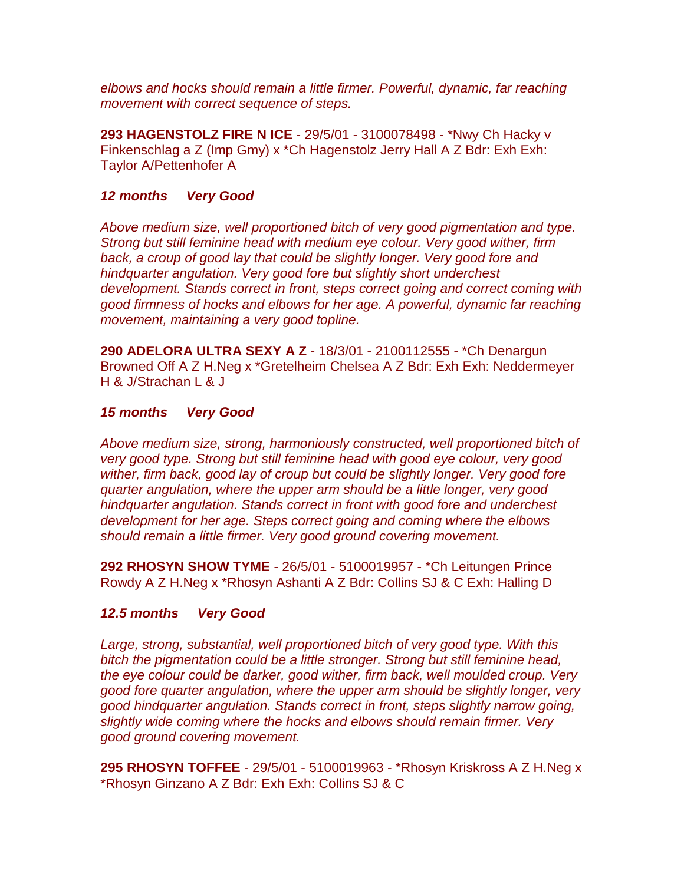*elbows and hocks should remain a little firmer. Powerful, dynamic, far reaching movement with correct sequence of steps.*

**293 HAGENSTOLZ FIRE N ICE** - 29/5/01 - 3100078498 - *Nwy Ch Hacky v Finkenschlag a Z (Imp Gmy) x *Ch Hagenstolz Jerry Hall A Z Bdr: Exh Exh: Taylor A/Pettenhofer A

***12 months Very Good***

*Above medium size, well proportioned bitch of very good pigmentation and type. Strong but still feminine head with medium eye colour. Very good wither, firm back, a croup of good lay that could be slightly longer. Very good fore and hindquarter angulation. Very good fore but slightly short underchest development. Stands correct in front, steps correct going and correct coming with good firmness of hocks and elbows for her age. A powerful, dynamic far reaching movement, maintaining a very good topline.*

**290 ADELORA ULTRA SEXY A Z** - 18/3/01 - 2100112555 - *Ch Denargun Browned Off A Z H.Neg x *Gretelheim Chelsea A Z Bdr: Exh Exh: Neddermeyer H & J/Strachan L & J

***15 months Very Good***

*Above medium size, strong, harmoniously constructed, well proportioned bitch of very good type. Strong but still feminine head with good eye colour, very good wither, firm back, good lay of croup but could be slightly longer. Very good fore quarter angulation, where the upper arm should be a little longer, very good hindquarter angulation. Stands correct in front with good fore and underchest development for her age. Steps correct going and coming where the elbows should remain a little firmer. Very good ground covering movement.*

**292 RHOSYN SHOW TYME** - 26/5/01 - 5100019957 - *Ch Leitungen Prince Rowdy A Z H.Neg x *Rhosyn Ashanti A Z Bdr: Collins SJ & C Exh: Halling D

***12.5 months Very Good***

*Large, strong, substantial, well proportioned bitch of very good type. With this bitch the pigmentation could be a little stronger. Strong but still feminine head, the eye colour could be darker, good wither, firm back, well moulded croup. Very good fore quarter angulation, where the upper arm should be slightly longer, very good hindquarter angulation. Stands correct in front, steps slightly narrow going, slightly wide coming where the hocks and elbows should remain firmer. Very good ground covering movement.*

**295 RHOSYN TOFFEE** - 29/5/01 - 5100019963 - *Rhosyn Kriskross A Z H.Neg x *Rhosyn Ginzano A Z Bdr: Exh Exh: Collins SJ & C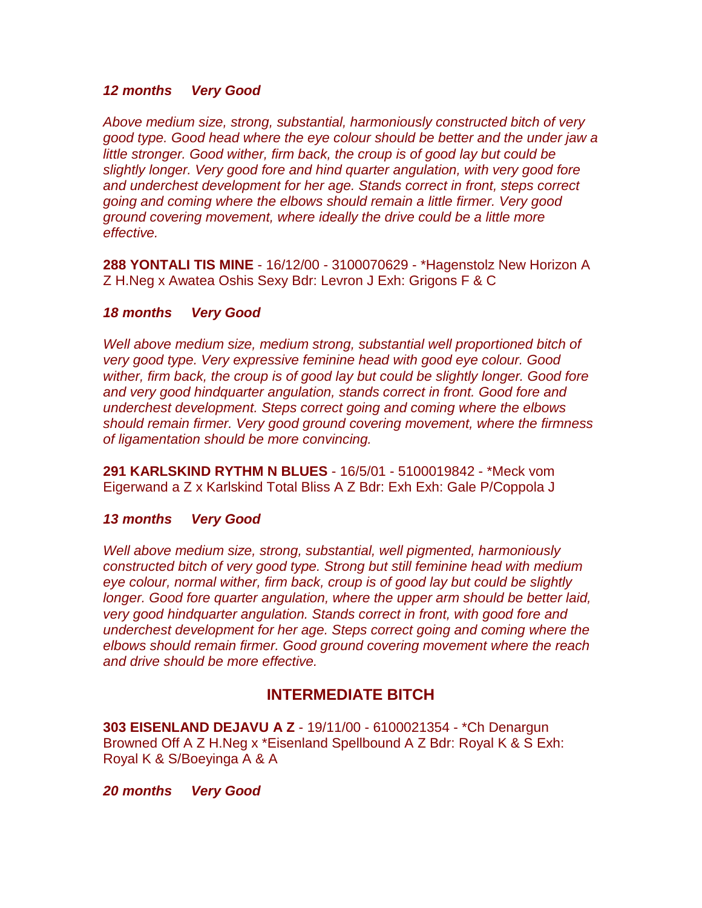***12 months Very Good***

*Above medium size, strong, substantial, harmoniously constructed bitch of very good type. Good head where the eye colour should be better and the under jaw a little stronger. Good wither, firm back, the croup is of good lay but could be slightly longer. Very good fore and hind quarter angulation, with very good fore and underchest development for her age. Stands correct in front, steps correct going and coming where the elbows should remain a little firmer. Very good ground covering movement, where ideally the drive could be a little more effective.*

**288 YONTALI TIS MINE** - 16/12/00 - 3100070629 - *Hagenstolz New Horizon A Z H.Neg x Awatea Oshis Sexy Bdr: Levron J Exh: Grigons F & C

***18 months Very Good***

*Well above medium size, medium strong, substantial well proportioned bitch of very good type. Very expressive feminine head with good eye colour. Good wither, firm back, the croup is of good lay but could be slightly longer. Good fore and very good hindquarter angulation, stands correct in front. Good fore and underchest development. Steps correct going and coming where the elbows should remain firmer. Very good ground covering movement, where the firmness of ligamentation should be more convincing.*

**291 KARLSKIND RYTHM N BLUES** - 16/5/01 - 5100019842 - *Meck vom Eigerwand a Z x Karlskind Total Bliss A Z Bdr: Exh Exh: Gale P/Coppola J

***13 months Very Good***

*Well above medium size, strong, substantial, well pigmented, harmoniously constructed bitch of very good type. Strong but still feminine head with medium eye colour, normal wither, firm back, croup is of good lay but could be slightly longer. Good fore quarter angulation, where the upper arm should be better laid, very good hindquarter angulation. Stands correct in front, with good fore and underchest development for her age. Steps correct going and coming where the elbows should remain firmer. Good ground covering movement where the reach and drive should be more effective.*

## INTERMEDIATE BITCH

**303 EISENLAND DEJAVU A Z** - 19/11/00 - 6100021354 - *Ch Denargun Browned Off A Z H.Neg x *Eisenland Spellbound A Z Bdr: Royal K & S Exh: Royal K & S/Boeyinga A & A

***20 months Very Good***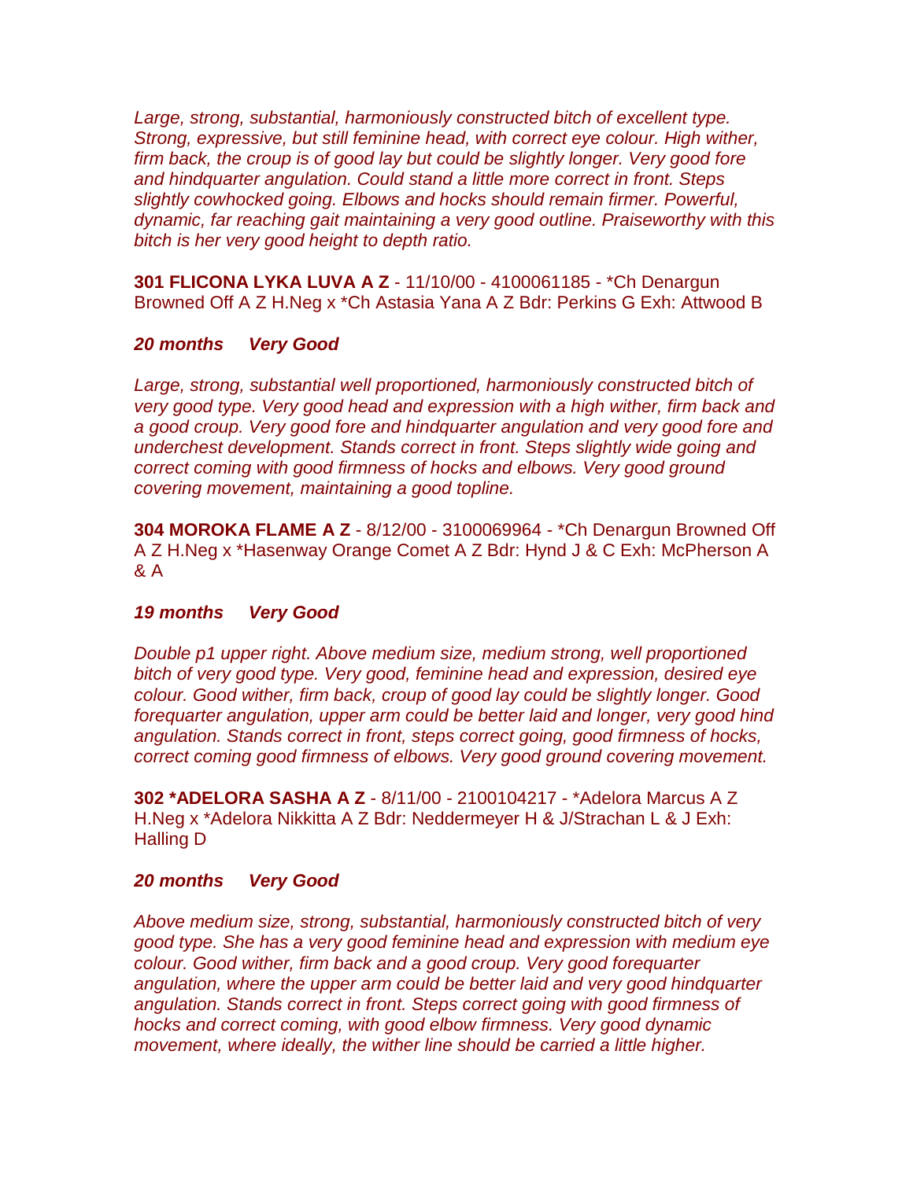*Large, strong, substantial, harmoniously constructed bitch of excellent type. Strong, expressive, but still feminine head, with correct eye colour. High wither, firm back, the croup is of good lay but could be slightly longer. Very good fore and hindquarter angulation. Could stand a little more correct in front. Steps slightly cowhocked going. Elbows and hocks should remain firmer. Powerful, dynamic, far reaching gait maintaining a very good outline. Praiseworthy with this bitch is her very good height to depth ratio.*

**301 FLICONA LYKA LUVA A Z** - 11/10/00 - 4100061185 - *Ch Denargun Browned Off A Z H.Neg x *Ch Astasia Yana A Z Bdr: Perkins G Exh: Attwood B

***20 months Very Good***

*Large, strong, substantial well proportioned, harmoniously constructed bitch of very good type. Very good head and expression with a high wither, firm back and a good croup. Very good fore and hindquarter angulation and very good fore and underchest development. Stands correct in front. Steps slightly wide going and correct coming with good firmness of hocks and elbows. Very good ground covering movement, maintaining a good topline.*

**304 MOROKA FLAME A Z** - 8/12/00 - 3100069964 - *Ch Denargun Browned Off A Z H.Neg x *Hasenway Orange Comet A Z Bdr: Hynd J & C Exh: McPherson A & A

***19 months Very Good***

*Double p1 upper right. Above medium size, medium strong, well proportioned bitch of very good type. Very good, feminine head and expression, desired eye colour. Good wither, firm back, croup of good lay could be slightly longer. Good forequarter angulation, upper arm could be better laid and longer, very good hind angulation. Stands correct in front, steps correct going, good firmness of hocks, correct coming good firmness of elbows. Very good ground covering movement.*

**302 *ADELORA SASHA A Z** - 8/11/00 - 2100104217 - *Adelora Marcus A Z H.Neg x *Adelora Nikkitta A Z Bdr: Neddermeyer H & J/Strachan L & J Exh: Halling D

***20 months Very Good***

*Above medium size, strong, substantial, harmoniously constructed bitch of very good type. She has a very good feminine head and expression with medium eye colour. Good wither, firm back and a good croup. Very good forequarter angulation, where the upper arm could be better laid and very good hindquarter angulation. Stands correct in front. Steps correct going with good firmness of hocks and correct coming, with good elbow firmness. Very good dynamic movement, where ideally, the wither line should be carried a little higher.*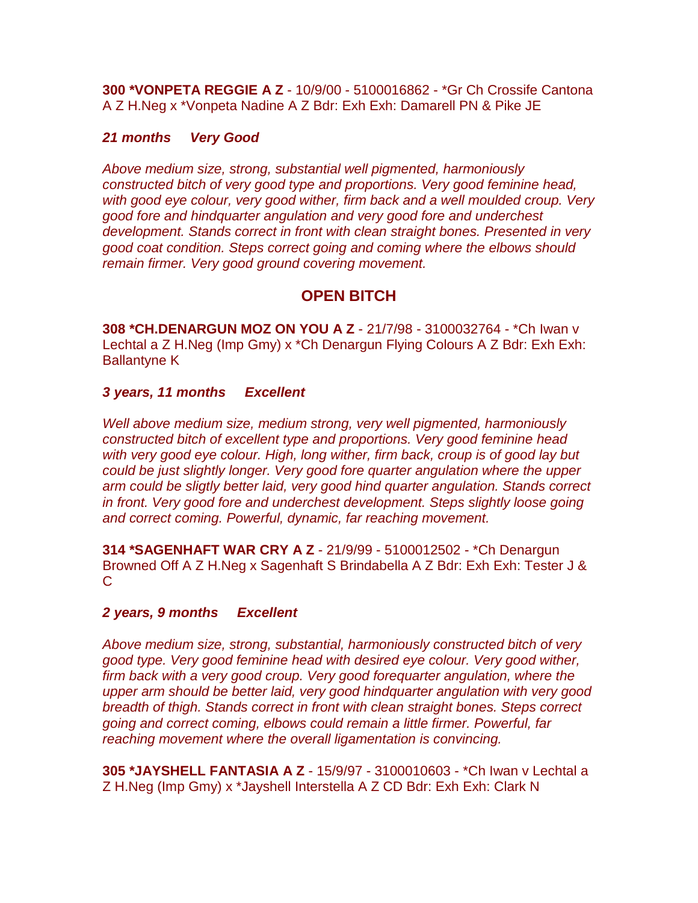**300 *VONPETA REGGIE A Z** - 10/9/00 - 5100016862 - *Gr Ch Crossife Cantona A Z H.Neg x *Vonpeta Nadine A Z Bdr: Exh Exh: Damarell PN & Pike JE

***21 months Very Good***

*Above medium size, strong, substantial well pigmented, harmoniously constructed bitch of very good type and proportions. Very good feminine head, with good eye colour, very good wither, firm back and a well moulded croup. Very good fore and hindquarter angulation and very good fore and underchest development. Stands correct in front with clean straight bones. Presented in very good coat condition. Steps correct going and coming where the elbows should remain firmer. Very good ground covering movement.*

## OPEN BITCH

**308 *CH.DENARGUN MOZ ON YOU A Z** - 21/7/98 - 3100032764 - *Ch Iwan v Lechtal a Z H.Neg (Imp Gmy) x *Ch Denargun Flying Colours A Z Bdr: Exh Exh: Ballantyne K

***3 years, 11 months Excellent***

*Well above medium size, medium strong, very well pigmented, harmoniously constructed bitch of excellent type and proportions. Very good feminine head with very good eye colour. High, long wither, firm back, croup is of good lay but could be just slightly longer. Very good fore quarter angulation where the upper arm could be sligtly better laid, very good hind quarter angulation. Stands correct in front. Very good fore and underchest development. Steps slightly loose going and correct coming. Powerful, dynamic, far reaching movement.*

**314 *SAGENHAFT WAR CRY A Z** - 21/9/99 - 5100012502 - *Ch Denargun Browned Off A Z H.Neg x Sagenhaft S Brindabella A Z Bdr: Exh Exh: Tester J & C

***2 years, 9 months Excellent***

*Above medium size, strong, substantial, harmoniously constructed bitch of very good type. Very good feminine head with desired eye colour. Very good wither, firm back with a very good croup. Very good forequarter angulation, where the upper arm should be better laid, very good hindquarter angulation with very good breadth of thigh. Stands correct in front with clean straight bones. Steps correct going and correct coming, elbows could remain a little firmer. Powerful, far reaching movement where the overall ligamentation is convincing.*

**305 *JAYSHELL FANTASIA A Z** - 15/9/97 - 3100010603 - *Ch Iwan v Lechtal a Z H.Neg (Imp Gmy) x *Jayshell Interstella A Z CD Bdr: Exh Exh: Clark N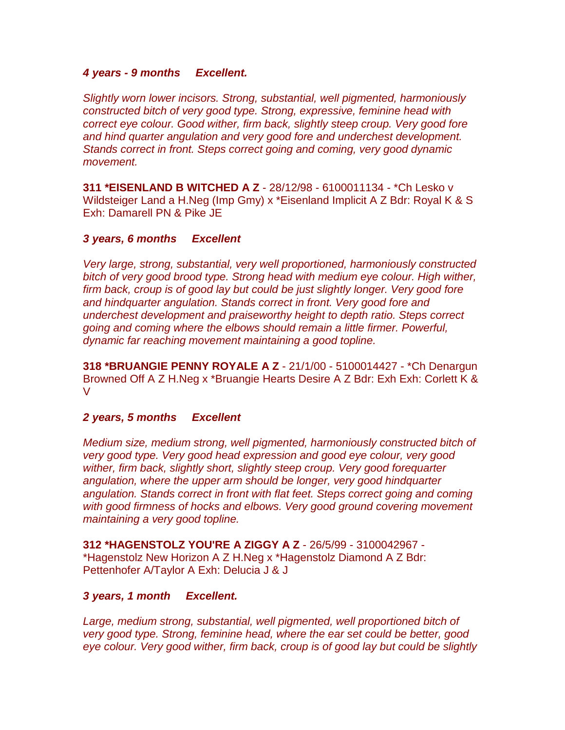***4 years - 9 months     Excellent.***

*Slightly worn lower incisors. Strong, substantial, well pigmented, harmoniously constructed bitch of very good type. Strong, expressive, feminine head with correct eye colour. Good wither, firm back, slightly steep croup. Very good fore and hind quarter angulation and very good fore and underchest development. Stands correct in front. Steps correct going and coming, very good dynamic movement.*

**311 *EISENLAND B WITCHED A Z** - 28/12/98 - 6100011134 - *Ch Lesko v Wildsteiger Land a H.Neg (Imp Gmy) x *Eisenland Implicit A Z Bdr: Royal K & S Exh: Damarell PN & Pike JE

***3 years, 6 months     Excellent***

*Very large, strong, substantial, very well proportioned, harmoniously constructed bitch of very good brood type. Strong head with medium eye colour. High wither, firm back, croup is of good lay but could be just slightly longer. Very good fore and hindquarter angulation. Stands correct in front. Very good fore and underchest development and praiseworthy height to depth ratio. Steps correct going and coming where the elbows should remain a little firmer. Powerful, dynamic far reaching movement maintaining a good topline.*

**318 *BRUANGIE PENNY ROYALE A Z** - 21/1/00 - 5100014427 - *Ch Denargun Browned Off A Z H.Neg x *Bruangie Hearts Desire A Z Bdr: Exh Exh: Corlett K & V

***2 years, 5 months     Excellent***

*Medium size, medium strong, well pigmented, harmoniously constructed bitch of very good type. Very good head expression and good eye colour, very good wither, firm back, slightly short, slightly steep croup. Very good forequarter angulation, where the upper arm should be longer, very good hindquarter angulation. Stands correct in front with flat feet. Steps correct going and coming with good firmness of hocks and elbows. Very good ground covering movement maintaining a very good topline.*

**312 *HAGENSTOLZ YOU'RE A ZIGGY A Z** - 26/5/99 - 3100042967 - *Hagenstolz New Horizon A Z H.Neg x *Hagenstolz Diamond A Z Bdr: Pettenhofer A/Taylor A Exh: Delucia J & J

***3 years, 1 month     Excellent.***

*Large, medium strong, substantial, well pigmented, well proportioned bitch of very good type. Strong, feminine head, where the ear set could be better, good eye colour. Very good wither, firm back, croup is of good lay but could be slightly*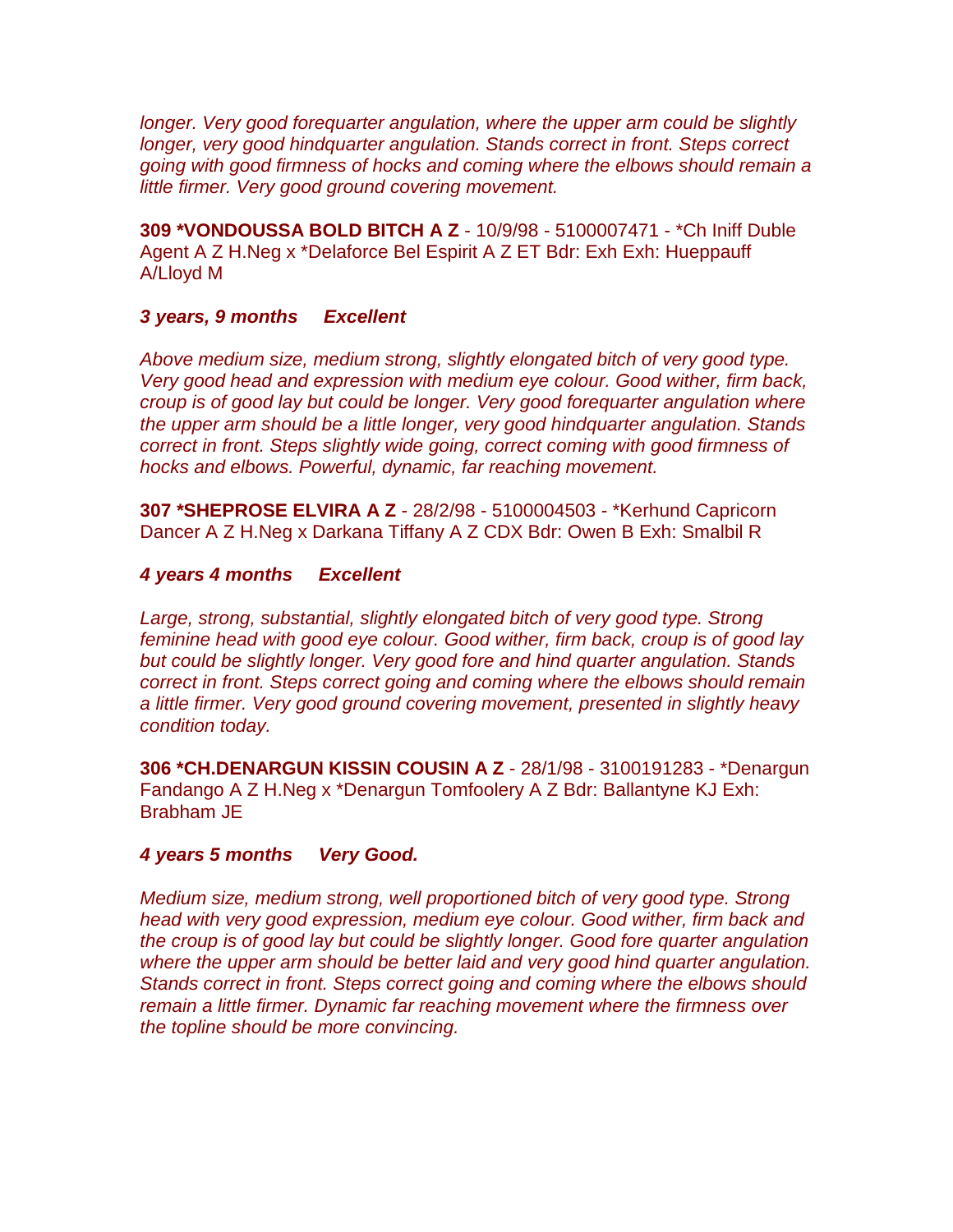*longer. Very good forequarter angulation, where the upper arm could be slightly longer, very good hindquarter angulation. Stands correct in front. Steps correct going with good firmness of hocks and coming where the elbows should remain a little firmer. Very good ground covering movement.*

**309 *VONDOUSSA BOLD BITCH A Z** - 10/9/98 - 5100007471 - *Ch Iniff Duble Agent A Z H.Neg x *Delaforce Bel Espirit A Z ET Bdr: Exh Exh: Hueppauff A/Lloyd M

***3 years, 9 months     Excellent***

*Above medium size, medium strong, slightly elongated bitch of very good type. Very good head and expression with medium eye colour. Good wither, firm back, croup is of good lay but could be longer. Very good forequarter angulation where the upper arm should be a little longer, very good hindquarter angulation. Stands correct in front. Steps slightly wide going, correct coming with good firmness of hocks and elbows. Powerful, dynamic, far reaching movement.*

**307 *SHEPROSE ELVIRA A Z** - 28/2/98 - 5100004503 - *Kerhund Capricorn Dancer A Z H.Neg x Darkana Tiffany A Z CDX Bdr: Owen B Exh: Smalbil R

***4 years 4 months     Excellent***

*Large, strong, substantial, slightly elongated bitch of very good type. Strong feminine head with good eye colour. Good wither, firm back, croup is of good lay but could be slightly longer. Very good fore and hind quarter angulation. Stands correct in front. Steps correct going and coming where the elbows should remain a little firmer. Very good ground covering movement, presented in slightly heavy condition today.*

**306 *CH.DENARGUN KISSIN COUSIN A Z** - 28/1/98 - 3100191283 - *Denargun Fandango A Z H.Neg x *Denargun Tomfoolery A Z Bdr: Ballantyne KJ Exh: Brabham JE

***4 years 5 months     Very Good.***

*Medium size, medium strong, well proportioned bitch of very good type. Strong head with very good expression, medium eye colour. Good wither, firm back and the croup is of good lay but could be slightly longer. Good fore quarter angulation where the upper arm should be better laid and very good hind quarter angulation. Stands correct in front. Steps correct going and coming where the elbows should remain a little firmer. Dynamic far reaching movement where the firmness over the topline should be more convincing.*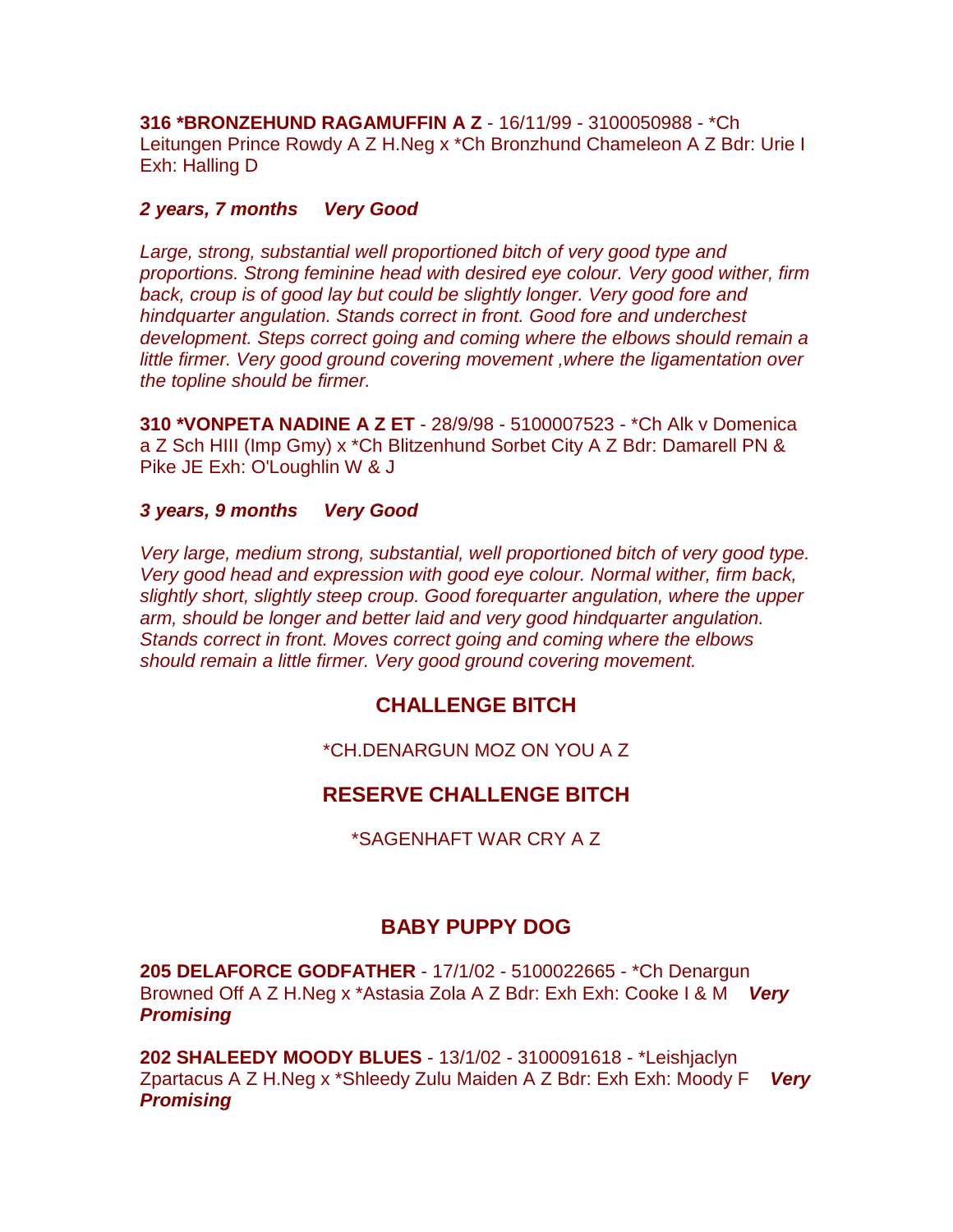**316 *BRONZEHUND RAGAMUFFIN A Z** - 16/11/99 - 3100050988 - *Ch Leitungen Prince Rowdy A Z H.Neg x *Ch Bronzhund Chameleon A Z Bdr: Urie I Exh: Halling D

***2 years, 7 months     Very Good***

*Large, strong, substantial well proportioned bitch of very good type and proportions. Strong feminine head with desired eye colour. Very good wither, firm back, croup is of good lay but could be slightly longer. Very good fore and hindquarter angulation. Stands correct in front. Good fore and underchest development. Steps correct going and coming where the elbows should remain a little firmer. Very good ground covering movement ,where the ligamentation over the topline should be firmer.*

**310 *VONPETA NADINE A Z ET** - 28/9/98 - 5100007523 - *Ch Alk v Domenica a Z Sch HIII (Imp Gmy) x *Ch Blitzenhund Sorbet City A Z Bdr: Damarell PN & Pike JE Exh: O'Loughlin W & J

***3 years, 9 months     Very Good***

*Very large, medium strong, substantial, well proportioned bitch of very good type. Very good head and expression with good eye colour. Normal wither, firm back, slightly short, slightly steep croup. Good forequarter angulation, where the upper arm, should be longer and better laid and very good hindquarter angulation. Stands correct in front. Moves correct going and coming where the elbows should remain a little firmer. Very good ground covering movement.*

## CHALLENGE BITCH

*CH.DENARGUN MOZ ON YOU A Z

## RESERVE CHALLENGE BITCH

*SAGENHAFT WAR CRY A Z

## BABY PUPPY DOG

**205 DELAFORCE GODFATHER** - 17/1/02 - 5100022665 - *Ch Denargun Browned Off A Z H.Neg x *Astasia Zola A Z Bdr: Exh Exh: Cooke I & M ***Very Promising***

**202 SHALEEDY MOODY BLUES** - 13/1/02 - 3100091618 - *Leishjaclyn Zpartacus A Z H.Neg x *Shleedy Zulu Maiden A Z Bdr: Exh Exh: Moody F ***Very Promising***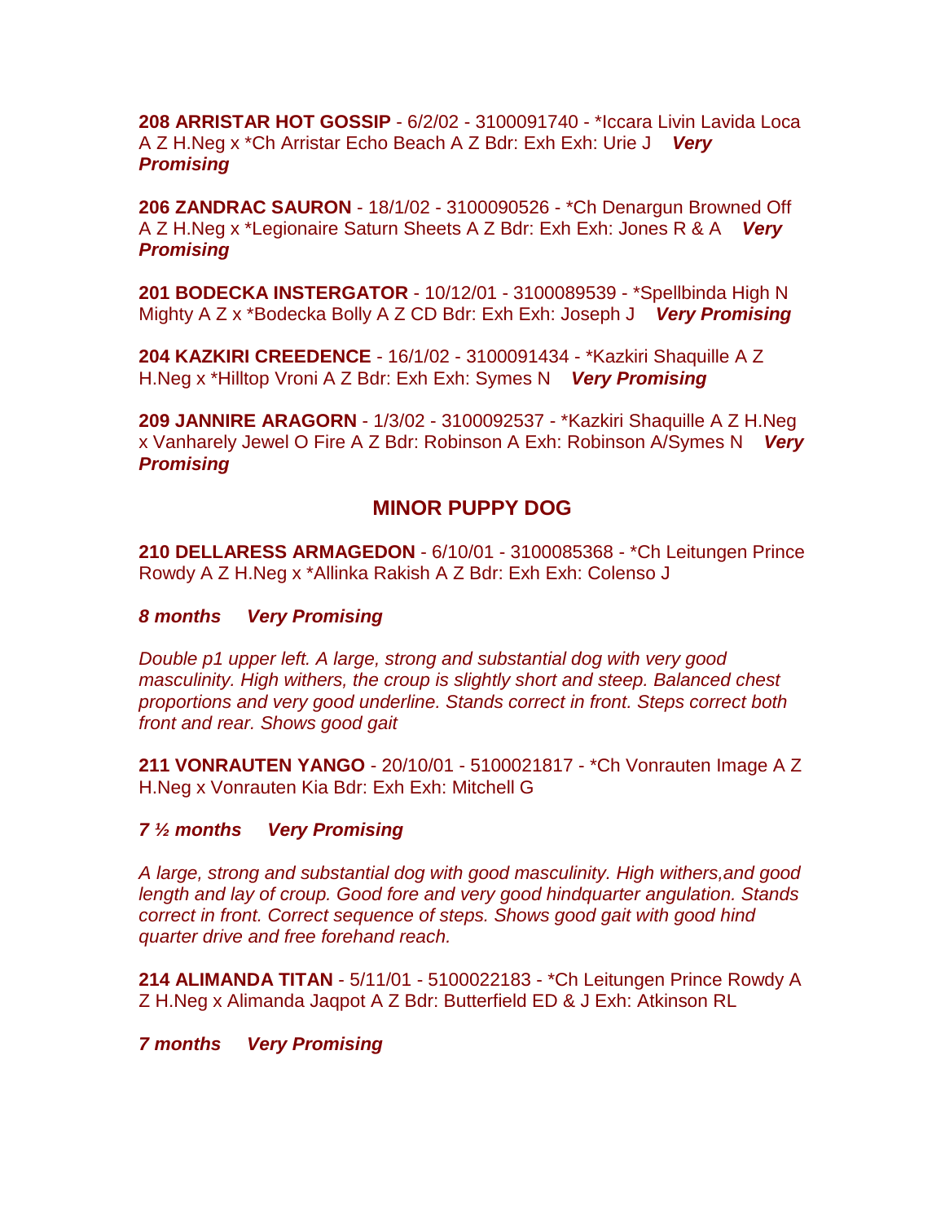**208 ARRISTAR HOT GOSSIP** - 6/2/02 - 3100091740 - *Iccara Livin Lavida Loca A Z H.Neg x *Ch Arristar Echo Beach A Z Bdr: Exh Exh: Urie J ***Very Promising***

**206 ZANDRAC SAURON** - 18/1/02 - 3100090526 - *Ch Denargun Browned Off A Z H.Neg x *Legionaire Saturn Sheets A Z Bdr: Exh Exh: Jones R & A ***Very Promising***

**201 BODECKA INSTERGATOR** - 10/12/01 - 3100089539 - *Spellbinda High N Mighty A Z x *Bodecka Bolly A Z CD Bdr: Exh Exh: Joseph J ***Very Promising***

**204 KAZKIRI CREEDENCE** - 16/1/02 - 3100091434 - *Kazkiri Shaquille A Z H.Neg x *Hilltop Vroni A Z Bdr: Exh Exh: Symes N ***Very Promising***

**209 JANNIRE ARAGORN** - 1/3/02 - 3100092537 - *Kazkiri Shaquille A Z H.Neg x Vanharely Jewel O Fire A Z Bdr: Robinson A Exh: Robinson A/Symes N ***Very Promising***

## MINOR PUPPY DOG

**210 DELLARESS ARMAGEDON** - 6/10/01 - 3100085368 - *Ch Leitungen Prince Rowdy A Z H.Neg x *Allinka Rakish A Z Bdr: Exh Exh: Colenso J

***8 months Very Promising***

*Double p1 upper left. A large, strong and substantial dog with very good masculinity. High withers, the croup is slightly short and steep. Balanced chest proportions and very good underline. Stands correct in front. Steps correct both front and rear. Shows good gait*

**211 VONRAUTEN YANGO** - 20/10/01 - 5100021817 - *Ch Vonrauten Image A Z H.Neg x Vonrauten Kia Bdr: Exh Exh: Mitchell G

***7 ½ months Very Promising***

*A large, strong and substantial dog with good masculinity. High withers,and good length and lay of croup. Good fore and very good hindquarter angulation. Stands correct in front. Correct sequence of steps. Shows good gait with good hind quarter drive and free forehand reach.*

**214 ALIMANDA TITAN** - 5/11/01 - 5100022183 - *Ch Leitungen Prince Rowdy A Z H.Neg x Alimanda Jaqpot A Z Bdr: Butterfield ED & J Exh: Atkinson RL

***7 months Very Promising***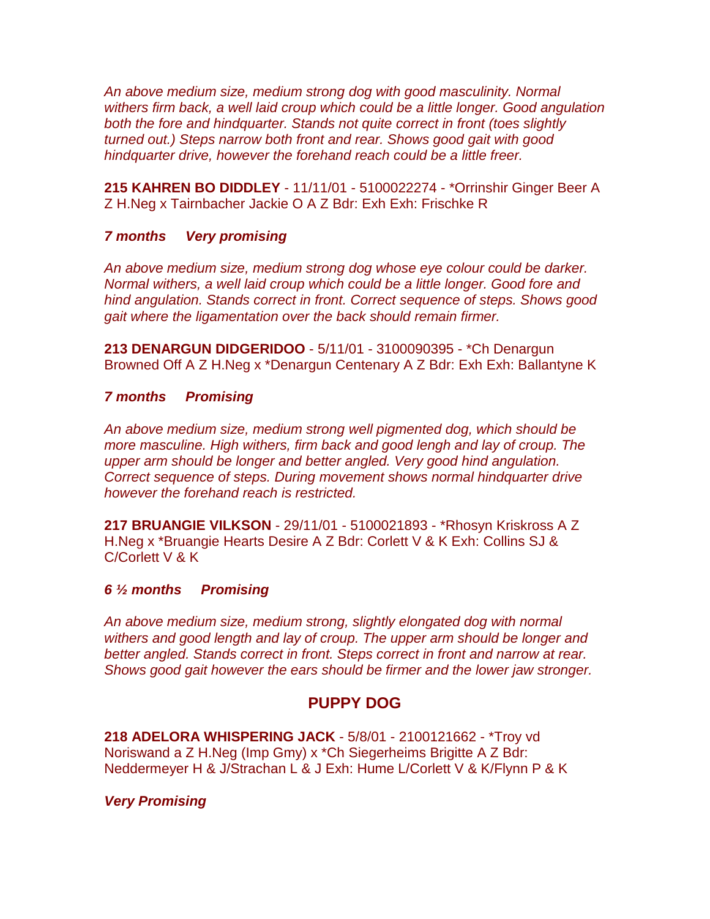*An above medium size, medium strong dog with good masculinity. Normal withers firm back, a well laid croup which could be a little longer. Good angulation both the fore and hindquarter. Stands not quite correct in front (toes slightly turned out.) Steps narrow both front and rear. Shows good gait with good hindquarter drive, however the forehand reach could be a little freer.*

**215 KAHREN BO DIDDLEY** - 11/11/01 - 5100022274 - *Orrinshir Ginger Beer A Z H.Neg x Tairnbacher Jackie O A Z Bdr: Exh Exh: Frischke R

***7 months     Very promising***

*An above medium size, medium strong dog whose eye colour could be darker. Normal withers, a well laid croup which could be a little longer. Good fore and hind angulation. Stands correct in front. Correct sequence of steps. Shows good gait where the ligamentation over the back should remain firmer.*

**213 DENARGUN DIDGERIDOO** - 5/11/01 - 3100090395 - *Ch Denargun Browned Off A Z H.Neg x *Denargun Centenary A Z Bdr: Exh Exh: Ballantyne K

***7 months     Promising***

*An above medium size, medium strong well pigmented dog, which should be more masculine. High withers, firm back and good lengh and lay of croup. The upper arm should be longer and better angled. Very good hind angulation. Correct sequence of steps. During movement shows normal hindquarter drive however the forehand reach is restricted.*

**217 BRUANGIE VILKSON** - 29/11/01 - 5100021893 - *Rhosyn Kriskross A Z H.Neg x *Bruangie Hearts Desire A Z Bdr: Corlett V & K Exh: Collins SJ & C/Corlett V & K

***6 ½ months     Promising***

*An above medium size, medium strong, slightly elongated dog with normal withers and good length and lay of croup. The upper arm should be longer and better angled. Stands correct in front. Steps correct in front and narrow at rear. Shows good gait however the ears should be firmer and the lower jaw stronger.*

## PUPPY DOG

**218 ADELORA WHISPERING JACK** - 5/8/01 - 2100121662 - *Troy vd Noriswand a Z H.Neg (Imp Gmy) x *Ch Siegerheims Brigitte A Z Bdr: Neddermeyer H & J/Strachan L & J Exh: Hume L/Corlett V & K/Flynn P & K

***Very Promising***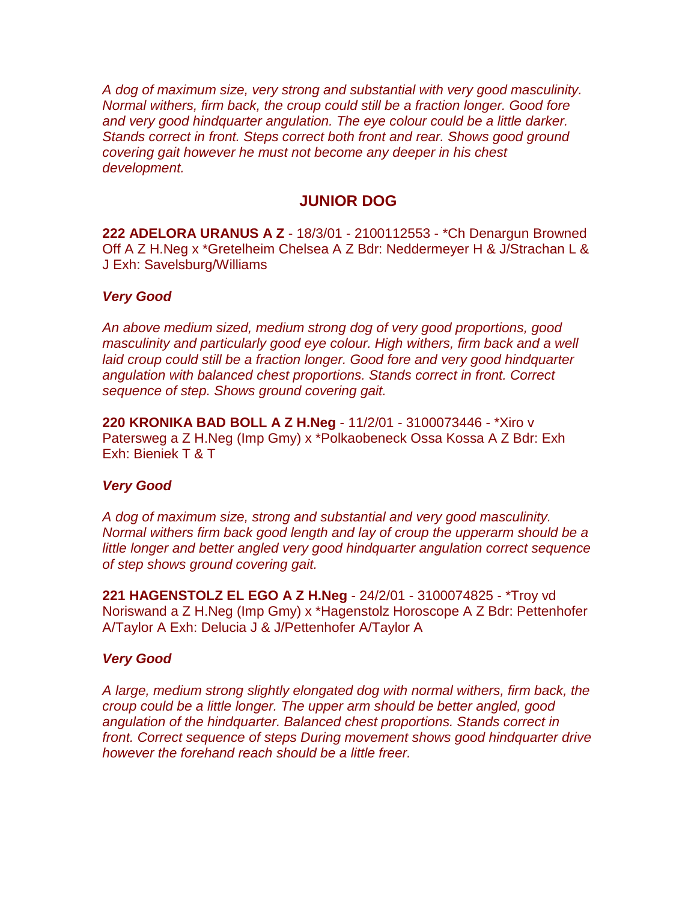*A dog of maximum size, very strong and substantial with very good masculinity. Normal withers, firm back, the croup could still be a fraction longer. Good fore and very good hindquarter angulation. The eye colour could be a little darker. Stands correct in front. Steps correct both front and rear. Shows good ground covering gait however he must not become any deeper in his chest development.*

## JUNIOR DOG

**222 ADELORA URANUS A Z** - 18/3/01 - 2100112553 - *Ch Denargun Browned Off A Z H.Neg x *Gretelheim Chelsea A Z Bdr: Neddermeyer H & J/Strachan L & J Exh: Savelsburg/Williams

***Very Good***

*An above medium sized, medium strong dog of very good proportions, good masculinity and particularly good eye colour. High withers, firm back and a well laid croup could still be a fraction longer. Good fore and very good hindquarter angulation with balanced chest proportions. Stands correct in front. Correct sequence of step. Shows ground covering gait.*

**220 KRONIKA BAD BOLL A Z H.Neg** - 11/2/01 - 3100073446 - *Xiro v Patersweg a Z H.Neg (Imp Gmy) x *Polkaobeneck Ossa Kossa A Z Bdr: Exh Exh: Bieniek T & T

***Very Good***

*A dog of maximum size, strong and substantial and very good masculinity. Normal withers firm back good length and lay of croup the upperarm should be a little longer and better angled very good hindquarter angulation correct sequence of step shows ground covering gait.*

**221 HAGENSTOLZ EL EGO A Z H.Neg** - 24/2/01 - 3100074825 - *Troy vd Noriswand a Z H.Neg (Imp Gmy) x *Hagenstolz Horoscope A Z Bdr: Pettenhofer A/Taylor A Exh: Delucia J & J/Pettenhofer A/Taylor A

***Very Good***

*A large, medium strong slightly elongated dog with normal withers, firm back, the croup could be a little longer. The upper arm should be better angled, good angulation of the hindquarter. Balanced chest proportions. Stands correct in front. Correct sequence of steps During movement shows good hindquarter drive however the forehand reach should be a little freer.*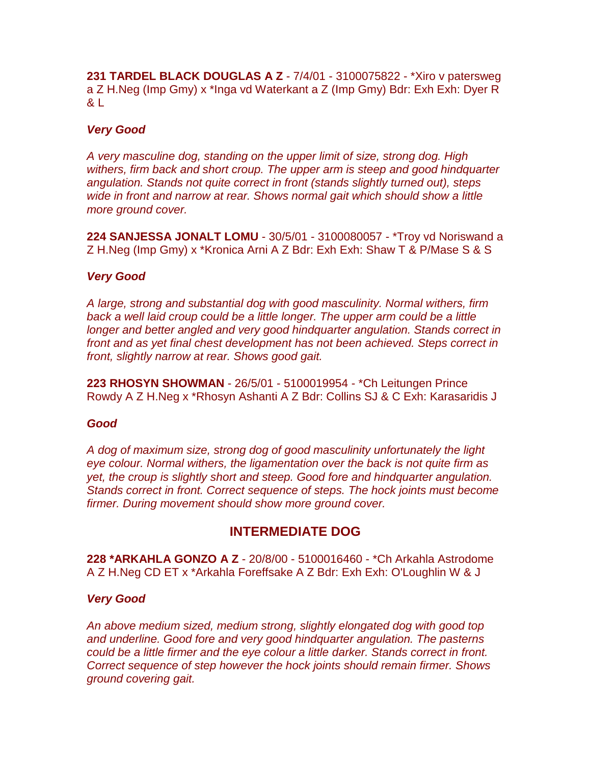**231 TARDEL BLACK DOUGLAS A Z** - 7/4/01 - 3100075822 - *Xiro v patersweg a Z H.Neg (Imp Gmy) x *Inga vd Waterkant a Z (Imp Gmy) Bdr: Exh Exh: Dyer R & L

***Very Good***

*A very masculine dog, standing on the upper limit of size, strong dog. High withers, firm back and short croup. The upper arm is steep and good hindquarter angulation. Stands not quite correct in front (stands slightly turned out), steps wide in front and narrow at rear. Shows normal gait which should show a little more ground cover.*

**224 SANJESSA JONALT LOMU** - 30/5/01 - 3100080057 - *Troy vd Noriswand a Z H.Neg (Imp Gmy) x *Kronica Arni A Z Bdr: Exh Exh: Shaw T & P/Mase S & S

***Very Good***

*A large, strong and substantial dog with good masculinity. Normal withers, firm back a well laid croup could be a little longer. The upper arm could be a little longer and better angled and very good hindquarter angulation. Stands correct in front and as yet final chest development has not been achieved. Steps correct in front, slightly narrow at rear. Shows good gait.*

**223 RHOSYN SHOWMAN** - 26/5/01 - 5100019954 - *Ch Leitungen Prince Rowdy A Z H.Neg x *Rhosyn Ashanti A Z Bdr: Collins SJ & C Exh: Karasaridis J

***Good***

*A dog of maximum size, strong dog of good masculinity unfortunately the light eye colour. Normal withers, the ligamentation over the back is not quite firm as yet, the croup is slightly short and steep. Good fore and hindquarter angulation. Stands correct in front. Correct sequence of steps. The hock joints must become firmer. During movement should show more ground cover.*

## INTERMEDIATE DOG

**228 *ARKAHLA GONZO A Z** - 20/8/00 - 5100016460 - *Ch Arkahla Astrodome A Z H.Neg CD ET x *Arkahla Foreffsake A Z Bdr: Exh Exh: O'Loughlin W & J

***Very Good***

*An above medium sized, medium strong, slightly elongated dog with good top and underline. Good fore and very good hindquarter angulation. The pasterns could be a little firmer and the eye colour a little darker. Stands correct in front. Correct sequence of step however the hock joints should remain firmer. Shows ground covering gait.*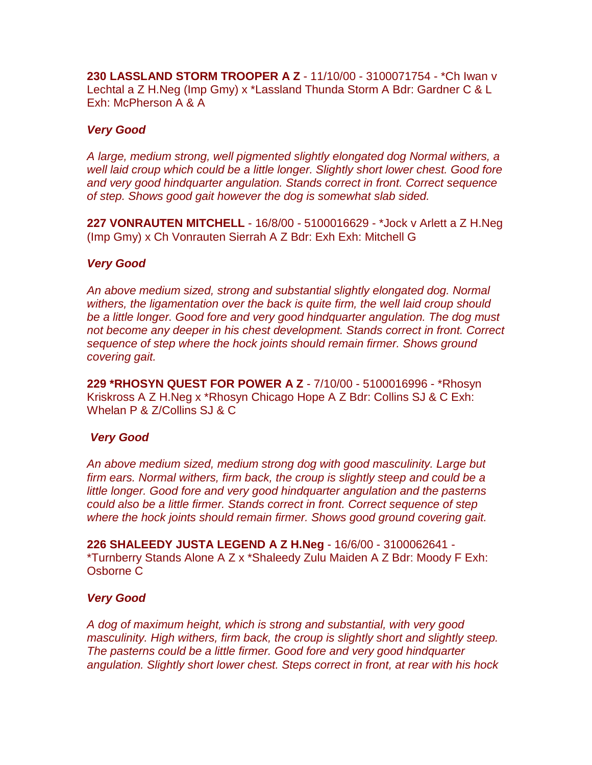**230 LASSLAND STORM TROOPER A Z** - 11/10/00 - 3100071754 - *Ch Iwan v Lechtal a Z H.Neg (Imp Gmy) x *Lassland Thunda Storm A Bdr: Gardner C & L Exh: McPherson A & A

***Very Good***

*A large, medium strong, well pigmented slightly elongated dog Normal withers, a well laid croup which could be a little longer. Slightly short lower chest. Good fore and very good hindquarter angulation. Stands correct in front. Correct sequence of step. Shows good gait however the dog is somewhat slab sided.*

**227 VONRAUTEN MITCHELL** - 16/8/00 - 5100016629 - *Jock v Arlett a Z H.Neg (Imp Gmy) x Ch Vonrauten Sierrah A Z Bdr: Exh Exh: Mitchell G

***Very Good***

*An above medium sized, strong and substantial slightly elongated dog. Normal withers, the ligamentation over the back is quite firm, the well laid croup should be a little longer. Good fore and very good hindquarter angulation. The dog must not become any deeper in his chest development. Stands correct in front. Correct sequence of step where the hock joints should remain firmer. Shows ground covering gait.*

**229 *RHOSYN QUEST FOR POWER A Z** - 7/10/00 - 5100016996 - *Rhosyn Kriskross A Z H.Neg x *Rhosyn Chicago Hope A Z Bdr: Collins SJ & C Exh: Whelan P & Z/Collins SJ & C

***Very Good***

*An above medium sized, medium strong dog with good masculinity. Large but firm ears. Normal withers, firm back, the croup is slightly steep and could be a little longer. Good fore and very good hindquarter angulation and the pasterns could also be a little firmer. Stands correct in front. Correct sequence of step where the hock joints should remain firmer. Shows good ground covering gait.*

**226 SHALEEDY JUSTA LEGEND A Z H.Neg** - 16/6/00 - 3100062641 - *Turnberry Stands Alone A Z x *Shaleedy Zulu Maiden A Z Bdr: Moody F Exh: Osborne C

***Very Good***

*A dog of maximum height, which is strong and substantial, with very good masculinity. High withers, firm back, the croup is slightly short and slightly steep. The pasterns could be a little firmer. Good fore and very good hindquarter angulation. Slightly short lower chest. Steps correct in front, at rear with his hock*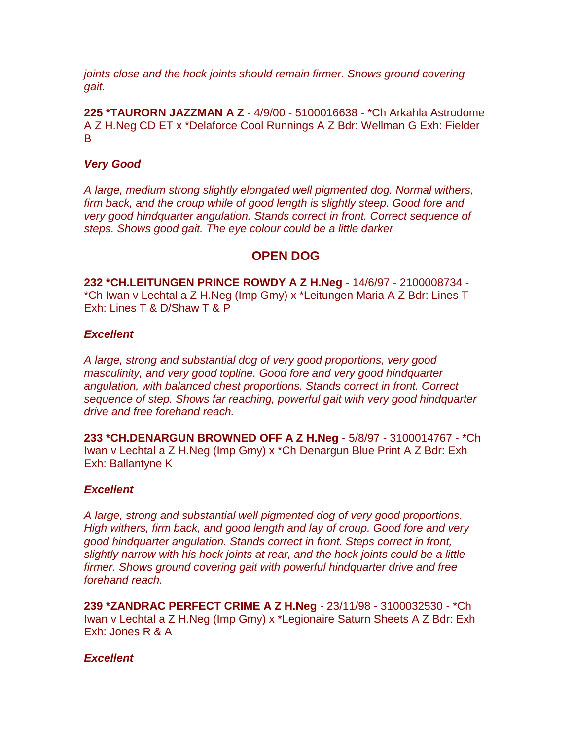*joints close and the hock joints should remain firmer. Shows ground covering gait.*

**225 *TAURORN JAZZMAN A Z** - 4/9/00 - 5100016638 - *Ch Arkahla Astrodome A Z H.Neg CD ET x *Delaforce Cool Runnings A Z Bdr: Wellman G Exh: Fielder B

***Very Good***

*A large, medium strong slightly elongated well pigmented dog. Normal withers, firm back, and the croup while of good length is slightly steep. Good fore and very good hindquarter angulation. Stands correct in front. Correct sequence of steps. Shows good gait. The eye colour could be a little darker*

## OPEN DOG

**232 *CH.LEITUNGEN PRINCE ROWDY A Z H.Neg** - 14/6/97 - 2100008734 - *Ch Iwan v Lechtal a Z H.Neg (Imp Gmy) x *Leitungen Maria A Z Bdr: Lines T Exh: Lines T & D/Shaw T & P

***Excellent***

*A large, strong and substantial dog of very good proportions, very good masculinity, and very good topline. Good fore and very good hindquarter angulation, with balanced chest proportions. Stands correct in front. Correct sequence of step. Shows far reaching, powerful gait with very good hindquarter drive and free forehand reach.*

**233 *CH.DENARGUN BROWNED OFF A Z H.Neg** - 5/8/97 - 3100014767 - *Ch Iwan v Lechtal a Z H.Neg (Imp Gmy) x *Ch Denargun Blue Print A Z Bdr: Exh Exh: Ballantyne K

***Excellent***

*A large, strong and substantial well pigmented dog of very good proportions. High withers, firm back, and good length and lay of croup. Good fore and very good hindquarter angulation. Stands correct in front. Steps correct in front, slightly narrow with his hock joints at rear, and the hock joints could be a little firmer. Shows ground covering gait with powerful hindquarter drive and free forehand reach.*

**239 *ZANDRAC PERFECT CRIME A Z H.Neg** - 23/11/98 - 3100032530 - *Ch Iwan v Lechtal a Z H.Neg (Imp Gmy) x *Legionaire Saturn Sheets A Z Bdr: Exh Exh: Jones R & A

***Excellent***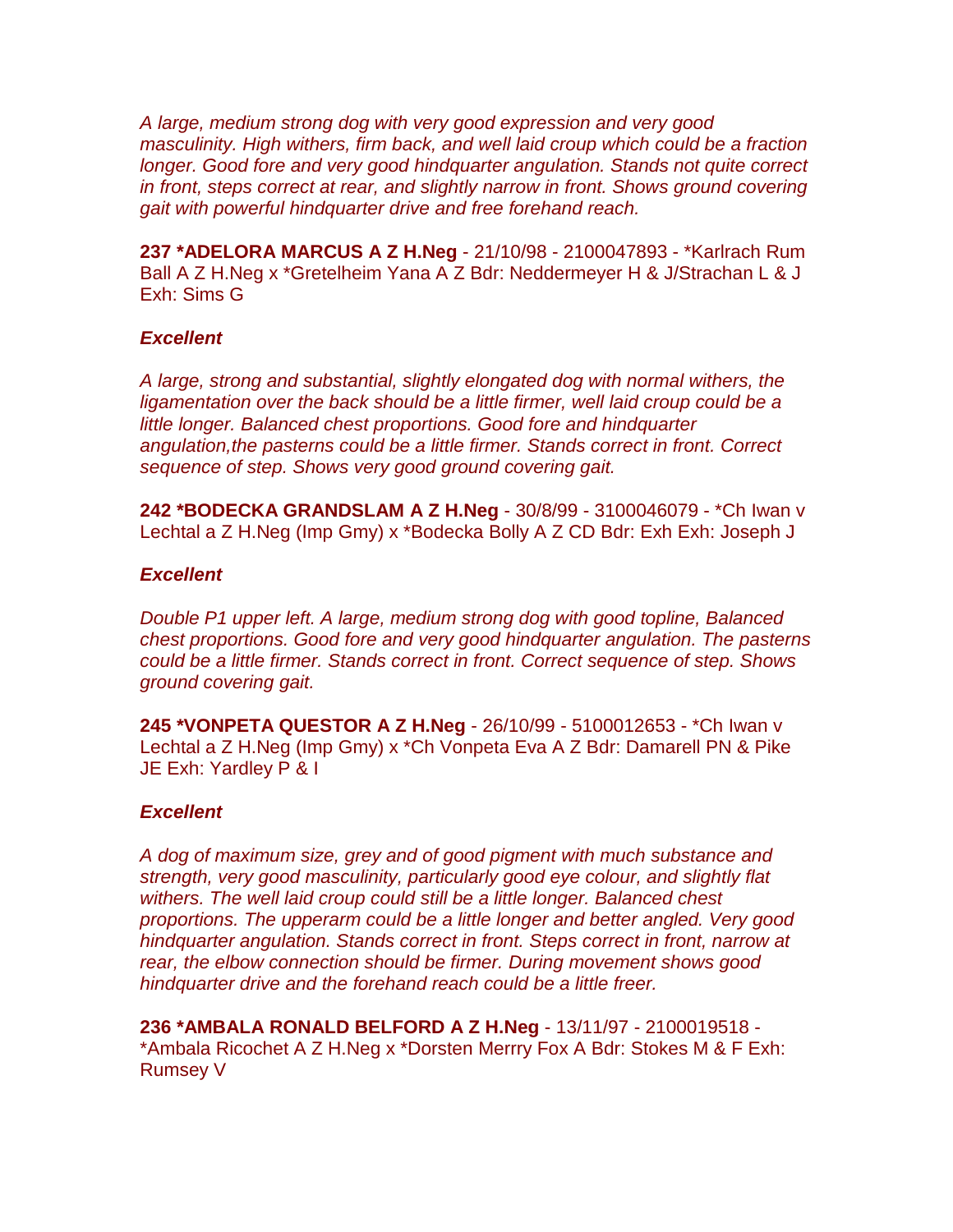*A large, medium strong dog with very good expression and very good masculinity. High withers, firm back, and well laid croup which could be a fraction longer. Good fore and very good hindquarter angulation. Stands not quite correct in front, steps correct at rear, and slightly narrow in front. Shows ground covering gait with powerful hindquarter drive and free forehand reach.*

**237 *ADELORA MARCUS A Z H.Neg** - 21/10/98 - 2100047893 - *Karlrach Rum Ball A Z H.Neg x *Gretelheim Yana A Z Bdr: Neddermeyer H & J/Strachan L & J Exh: Sims G

***Excellent***

*A large, strong and substantial, slightly elongated dog with normal withers, the ligamentation over the back should be a little firmer, well laid croup could be a little longer. Balanced chest proportions. Good fore and hindquarter angulation,the pasterns could be a little firmer. Stands correct in front. Correct sequence of step. Shows very good ground covering gait.*

**242 *BODECKA GRANDSLAM A Z H.Neg** - 30/8/99 - 3100046079 - *Ch Iwan v Lechtal a Z H.Neg (Imp Gmy) x *Bodecka Bolly A Z CD Bdr: Exh Exh: Joseph J

***Excellent***

*Double P1 upper left. A large, medium strong dog with good topline, Balanced chest proportions. Good fore and very good hindquarter angulation. The pasterns could be a little firmer. Stands correct in front. Correct sequence of step. Shows ground covering gait.*

**245 *VONPETA QUESTOR A Z H.Neg** - 26/10/99 - 5100012653 - *Ch Iwan v Lechtal a Z H.Neg (Imp Gmy) x *Ch Vonpeta Eva A Z Bdr: Damarell PN & Pike JE Exh: Yardley P & I

***Excellent***

*A dog of maximum size, grey and of good pigment with much substance and strength, very good masculinity, particularly good eye colour, and slightly flat withers. The well laid croup could still be a little longer. Balanced chest proportions. The upperarm could be a little longer and better angled. Very good hindquarter angulation. Stands correct in front. Steps correct in front, narrow at rear, the elbow connection should be firmer. During movement shows good hindquarter drive and the forehand reach could be a little freer.*

**236 *AMBALA RONALD BELFORD A Z H.Neg** - 13/11/97 - 2100019518 - *Ambala Ricochet A Z H.Neg x *Dorsten Merrry Fox A Bdr: Stokes M & F Exh: Rumsey V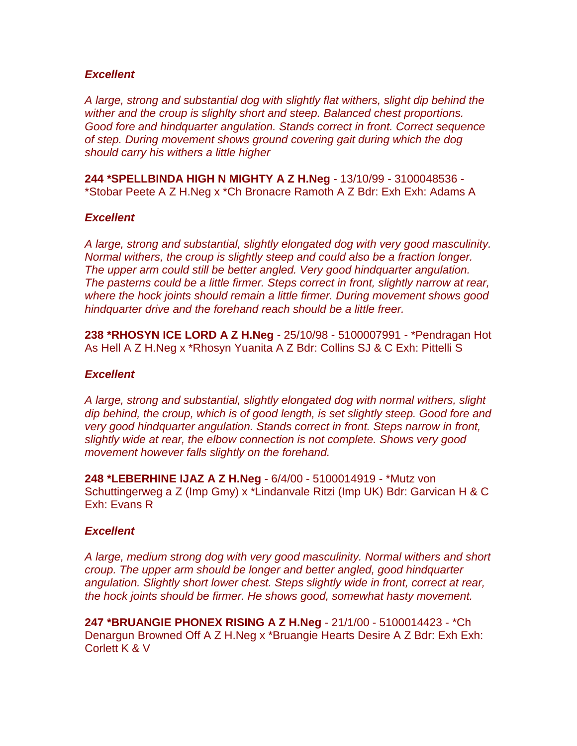***Excellent***

*A large, strong and substantial dog with slightly flat withers, slight dip behind the wither and the croup is slighlty short and steep. Balanced chest proportions. Good fore and hindquarter angulation. Stands correct in front. Correct sequence of step. During movement shows ground covering gait during which the dog should carry his withers a little higher*

**244 *SPELLBINDA HIGH N MIGHTY A Z H.Neg** - 13/10/99 - 3100048536 - *Stobar Peete A Z H.Neg x *Ch Bronacre Ramoth A Z Bdr: Exh Exh: Adams A

***Excellent***

*A large, strong and substantial, slightly elongated dog with very good masculinity. Normal withers, the croup is slightly steep and could also be a fraction longer. The upper arm could still be better angled. Very good hindquarter angulation. The pasterns could be a little firmer. Steps correct in front, slightly narrow at rear, where the hock joints should remain a little firmer. During movement shows good hindquarter drive and the forehand reach should be a little freer.*

**238 *RHOSYN ICE LORD A Z H.Neg** - 25/10/98 - 5100007991 - *Pendragan Hot As Hell A Z H.Neg x *Rhosyn Yuanita A Z Bdr: Collins SJ & C Exh: Pittelli S

***Excellent***

*A large, strong and substantial, slightly elongated dog with normal withers, slight dip behind, the croup, which is of good length, is set slightly steep. Good fore and very good hindquarter angulation. Stands correct in front. Steps narrow in front, slightly wide at rear, the elbow connection is not complete. Shows very good movement however falls slightly on the forehand.*

**248 *LEBERHINE IJAZ A Z H.Neg** - 6/4/00 - 5100014919 - *Mutz von Schuttingerweg a Z (Imp Gmy) x *Lindanvale Ritzi (Imp UK) Bdr: Garvican H & C Exh: Evans R

***Excellent***

*A large, medium strong dog with very good masculinity. Normal withers and short croup. The upper arm should be longer and better angled, good hindquarter angulation. Slightly short lower chest. Steps slightly wide in front, correct at rear, the hock joints should be firmer. He shows good, somewhat hasty movement.*

**247 *BRUANGIE PHONEX RISING A Z H.Neg** - 21/1/00 - 5100014423 - *Ch Denargun Browned Off A Z H.Neg x *Bruangie Hearts Desire A Z Bdr: Exh Exh: Corlett K & V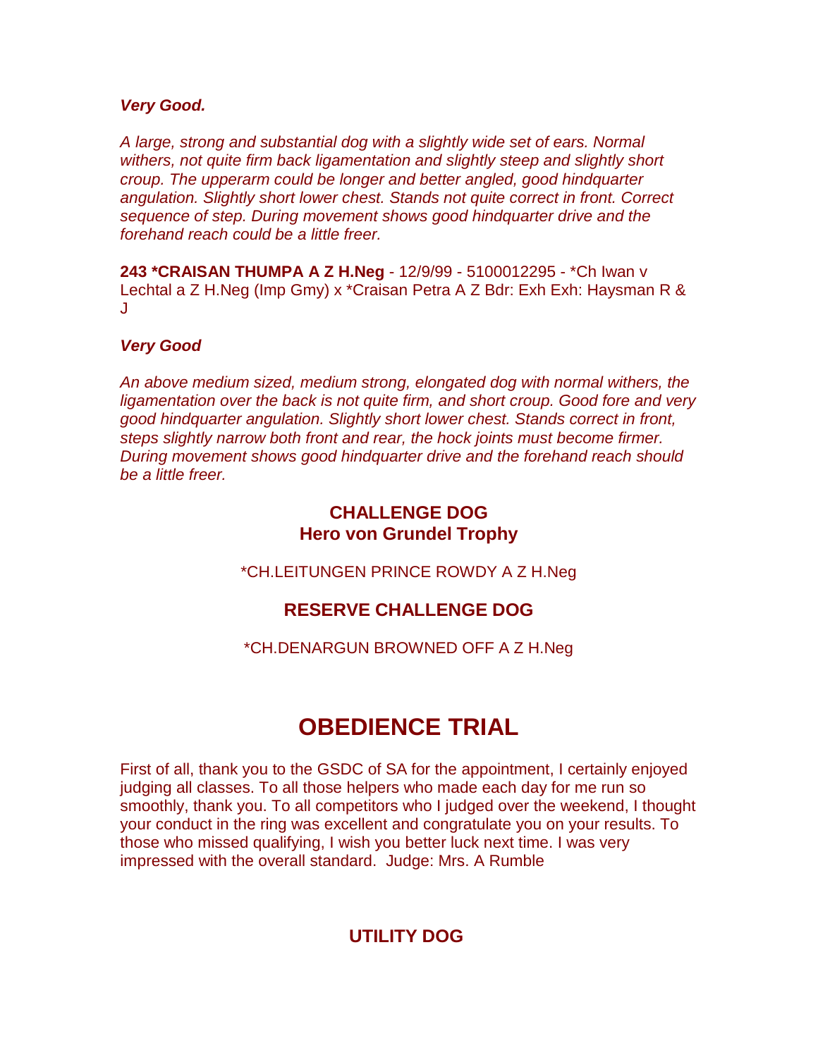***Very Good.***

*A large, strong and substantial dog with a slightly wide set of ears. Normal withers, not quite firm back ligamentation and slightly steep and slightly short croup. The upperarm could be longer and better angled, good hindquarter angulation. Slightly short lower chest. Stands not quite correct in front. Correct sequence of step. During movement shows good hindquarter drive and the forehand reach could be a little freer.*

**243 *CRAISAN THUMPA A Z H.Neg** - 12/9/99 - 5100012295 - *Ch Iwan v Lechtal a Z H.Neg (Imp Gmy) x *Craisan Petra A Z Bdr: Exh Exh: Haysman R & J

***Very Good***

*An above medium sized, medium strong, elongated dog with normal withers, the ligamentation over the back is not quite firm, and short croup. Good fore and very good hindquarter angulation. Slightly short lower chest. Stands correct in front, steps slightly narrow both front and rear, the hock joints must become firmer. During movement shows good hindquarter drive and the forehand reach should be a little freer.*

### CHALLENGE DOG
### Hero von Grundel Trophy

*CH.LEITUNGEN PRINCE ROWDY A Z H.Neg

### RESERVE CHALLENGE DOG

*CH.DENARGUN BROWNED OFF A Z H.Neg

## OBEDIENCE TRIAL

First of all, thank you to the GSDC of SA for the appointment, I certainly enjoyed judging all classes. To all those helpers who made each day for me run so smoothly, thank you. To all competitors who I judged over the weekend, I thought your conduct in the ring was excellent and congratulate you on your results. To those who missed qualifying, I wish you better luck next time. I was very impressed with the overall standard. Judge: Mrs. A Rumble

### UTILITY DOG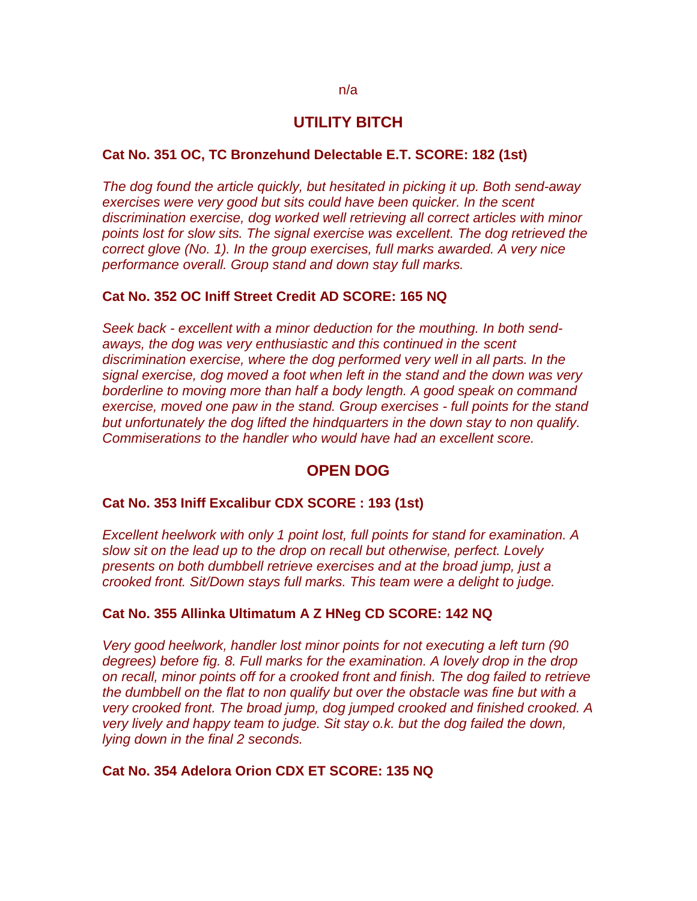n/a

## UTILITY BITCH

**Cat No. 351 OC, TC Bronzehund Delectable E.T. SCORE: 182 (1st)**

*The dog found the article quickly, but hesitated in picking it up. Both send-away exercises were very good but sits could have been quicker. In the scent discrimination exercise, dog worked well retrieving all correct articles with minor points lost for slow sits. The signal exercise was excellent. The dog retrieved the correct glove (No. 1). In the group exercises, full marks awarded. A very nice performance overall. Group stand and down stay full marks.*

**Cat No. 352 OC Iniff Street Credit AD SCORE: 165 NQ**

*Seek back - excellent with a minor deduction for the mouthing. In both send-aways, the dog was very enthusiastic and this continued in the scent discrimination exercise, where the dog performed very well in all parts. In the signal exercise, dog moved a foot when left in the stand and the down was very borderline to moving more than half a body length. A good speak on command exercise, moved one paw in the stand. Group exercises - full points for the stand but unfortunately the dog lifted the hindquarters in the down stay to non qualify. Commiserations to the handler who would have had an excellent score.*

## OPEN DOG

**Cat No. 353 Iniff Excalibur CDX SCORE : 193 (1st)**

*Excellent heelwork with only 1 point lost, full points for stand for examination. A slow sit on the lead up to the drop on recall but otherwise, perfect. Lovely presents on both dumbbell retrieve exercises and at the broad jump, just a crooked front. Sit/Down stays full marks. This team were a delight to judge.*

**Cat No. 355 Allinka Ultimatum A Z HNeg CD SCORE: 142 NQ**

*Very good heelwork, handler lost minor points for not executing a left turn (90 degrees) before fig. 8. Full marks for the examination. A lovely drop in the drop on recall, minor points off for a crooked front and finish. The dog failed to retrieve the dumbbell on the flat to non qualify but over the obstacle was fine but with a very crooked front. The broad jump, dog jumped crooked and finished crooked. A very lively and happy team to judge. Sit stay o.k. but the dog failed the down, lying down in the final 2 seconds.*

**Cat No. 354 Adelora Orion CDX ET SCORE: 135 NQ**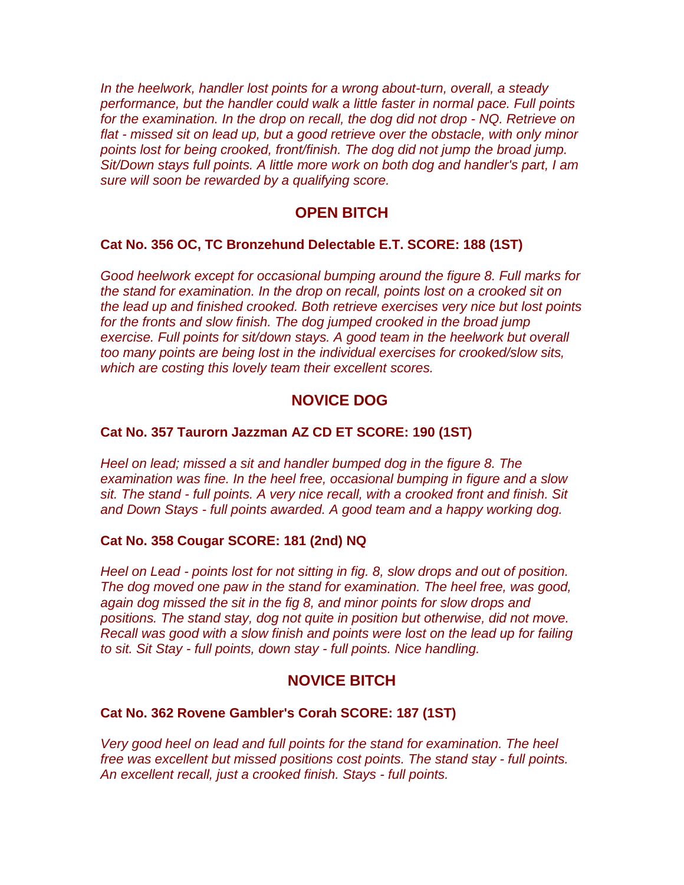*In the heelwork, handler lost points for a wrong about-turn, overall, a steady performance, but the handler could walk a little faster in normal pace. Full points for the examination. In the drop on recall, the dog did not drop - NQ. Retrieve on flat - missed sit on lead up, but a good retrieve over the obstacle, with only minor points lost for being crooked, front/finish. The dog did not jump the broad jump. Sit/Down stays full points. A little more work on both dog and handler's part, I am sure will soon be rewarded by a qualifying score.*

## OPEN BITCH

**Cat No. 356 OC, TC Bronzehund Delectable E.T. SCORE: 188 (1ST)**

*Good heelwork except for occasional bumping around the figure 8. Full marks for the stand for examination. In the drop on recall, points lost on a crooked sit on the lead up and finished crooked. Both retrieve exercises very nice but lost points for the fronts and slow finish. The dog jumped crooked in the broad jump exercise. Full points for sit/down stays. A good team in the heelwork but overall too many points are being lost in the individual exercises for crooked/slow sits, which are costing this lovely team their excellent scores.*

## NOVICE DOG

**Cat No. 357 Taurorn Jazzman AZ CD ET SCORE: 190 (1ST)**

*Heel on lead; missed a sit and handler bumped dog in the figure 8. The examination was fine. In the heel free, occasional bumping in figure and a slow sit. The stand - full points. A very nice recall, with a crooked front and finish. Sit and Down Stays - full points awarded. A good team and a happy working dog.*

**Cat No. 358 Cougar SCORE: 181 (2nd) NQ**

*Heel on Lead - points lost for not sitting in fig. 8, slow drops and out of position. The dog moved one paw in the stand for examination. The heel free, was good, again dog missed the sit in the fig 8, and minor points for slow drops and positions. The stand stay, dog not quite in position but otherwise, did not move. Recall was good with a slow finish and points were lost on the lead up for failing to sit. Sit Stay - full points, down stay - full points. Nice handling.*

## NOVICE BITCH

**Cat No. 362 Rovene Gambler's Corah SCORE: 187 (1ST)**

*Very good heel on lead and full points for the stand for examination. The heel free was excellent but missed positions cost points. The stand stay - full points. An excellent recall, just a crooked finish. Stays - full points.*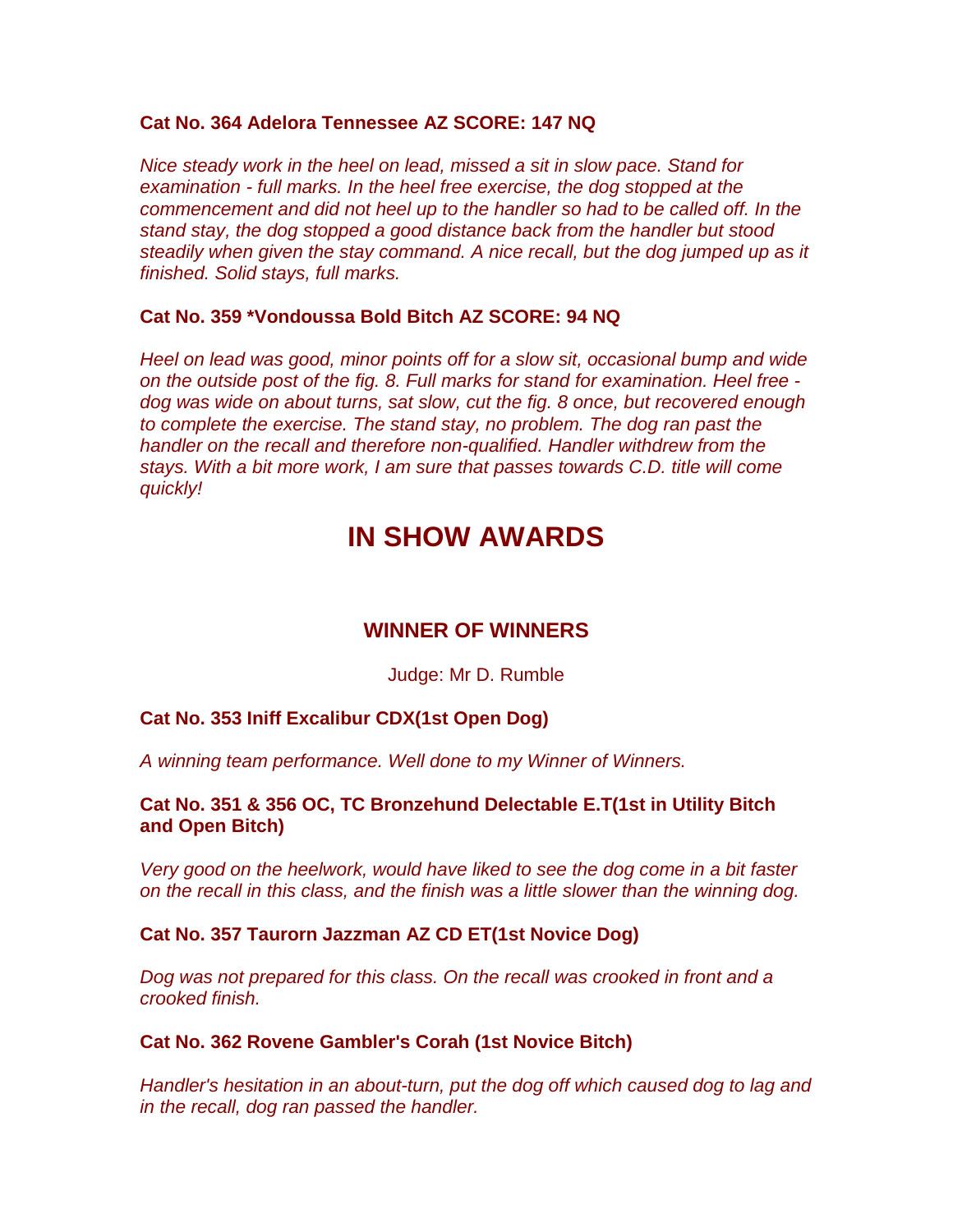**Cat No. 364 Adelora Tennessee AZ SCORE: 147 NQ**

*Nice steady work in the heel on lead, missed a sit in slow pace. Stand for examination - full marks. In the heel free exercise, the dog stopped at the commencement and did not heel up to the handler so had to be called off. In the stand stay, the dog stopped a good distance back from the handler but stood steadily when given the stay command. A nice recall, but the dog jumped up as it finished. Solid stays, full marks.*

**Cat No. 359 *Vondoussa Bold Bitch AZ SCORE: 94 NQ**

*Heel on lead was good, minor points off for a slow sit, occasional bump and wide on the outside post of the fig. 8. Full marks for stand for examination. Heel free - dog was wide on about turns, sat slow, cut the fig. 8 once, but recovered enough to complete the exercise. The stand stay, no problem. The dog ran past the handler on the recall and therefore non-qualified. Handler withdrew from the stays. With a bit more work, I am sure that passes towards C.D. title will come quickly!*

# IN SHOW AWARDS

## WINNER OF WINNERS

Judge: Mr D. Rumble

**Cat No. 353 Iniff Excalibur CDX(1st Open Dog)**

*A winning team performance. Well done to my Winner of Winners.*

**Cat No. 351 & 356 OC, TC Bronzehund Delectable E.T(1st in Utility Bitch and Open Bitch)**

*Very good on the heelwork, would have liked to see the dog come in a bit faster on the recall in this class, and the finish was a little slower than the winning dog.*

**Cat No. 357 Taurorn Jazzman AZ CD ET(1st Novice Dog)**

*Dog was not prepared for this class. On the recall was crooked in front and a crooked finish.*

**Cat No. 362 Rovene Gambler's Corah (1st Novice Bitch)**

*Handler's hesitation in an about-turn, put the dog off which caused dog to lag and in the recall, dog ran passed the handler.*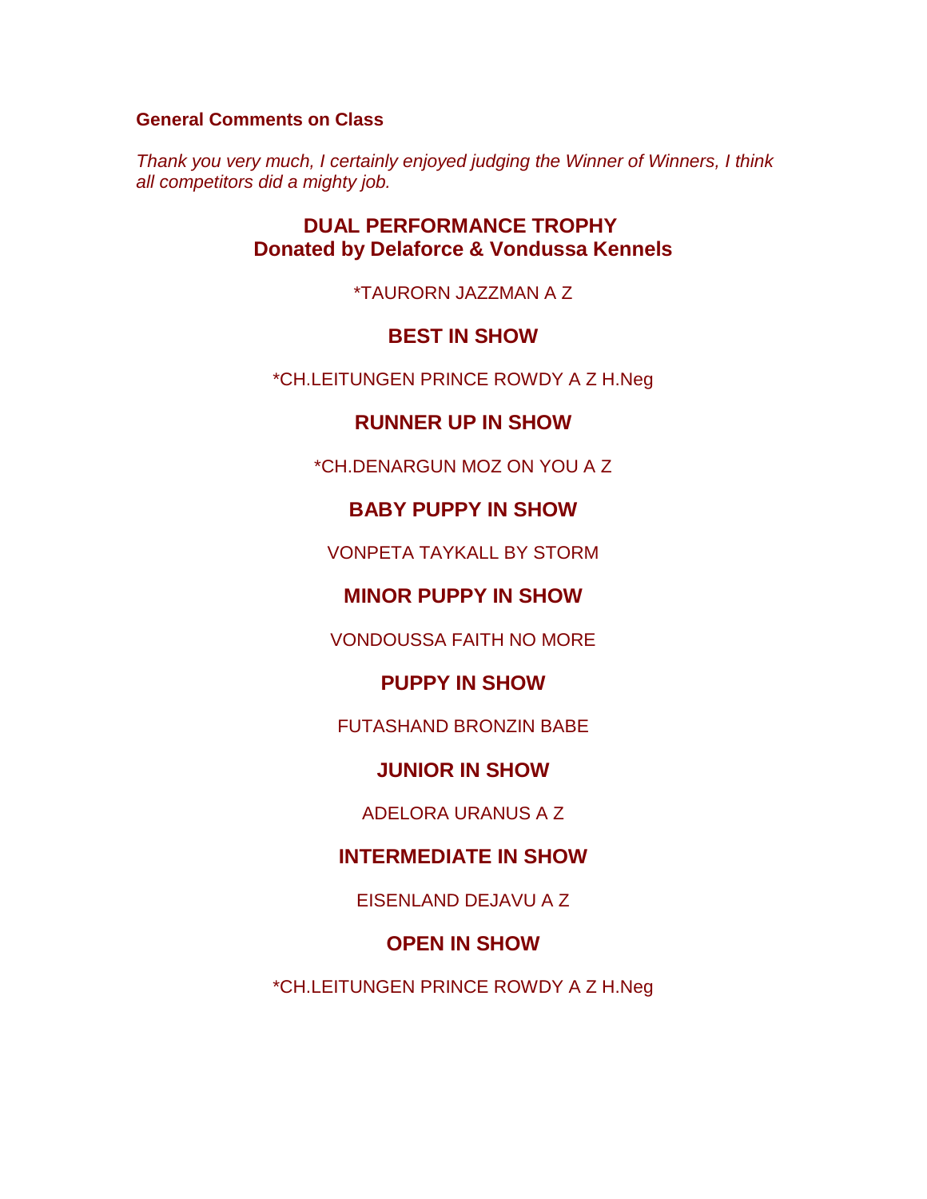**General Comments on Class**

*Thank you very much, I certainly enjoyed judging the Winner of Winners, I think all competitors did a mighty job.*

## DUAL PERFORMANCE TROPHY
## Donated by Delaforce & Vondussa Kennels

*TAURORN JAZZMAN A Z

## BEST IN SHOW

*CH.LEITUNGEN PRINCE ROWDY A Z H.Neg

## RUNNER UP IN SHOW

*CH.DENARGUN MOZ ON YOU A Z

## BABY PUPPY IN SHOW

VONPETA TAYKALL BY STORM

## MINOR PUPPY IN SHOW

VONDOUSSA FAITH NO MORE

## PUPPY IN SHOW

FUTASHAND BRONZIN BABE

## JUNIOR IN SHOW

ADELORA URANUS A Z

## INTERMEDIATE IN SHOW

EISENLAND DEJAVU A Z

## OPEN IN SHOW

*CH.LEITUNGEN PRINCE ROWDY A Z H.Neg